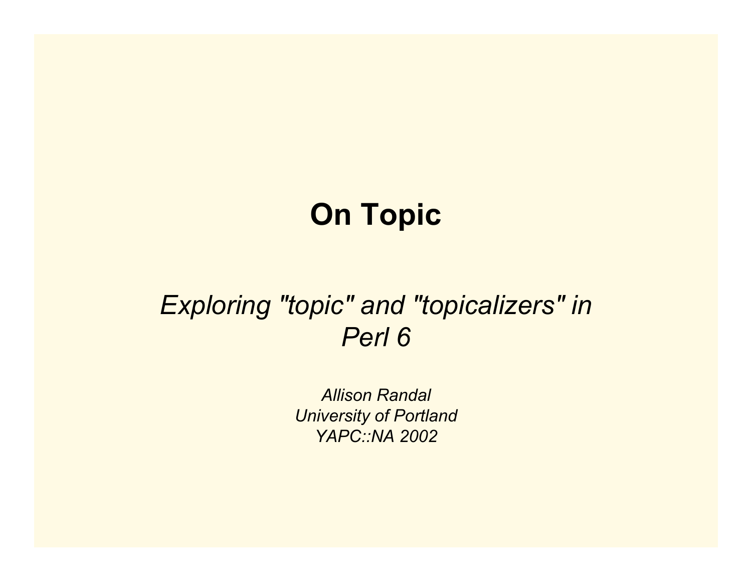# On Topic

*Exploring "topic" and "topicalizers" in Perl 6*

*Allison Randal*
*University of Portland*
*YAPC::NA 2002*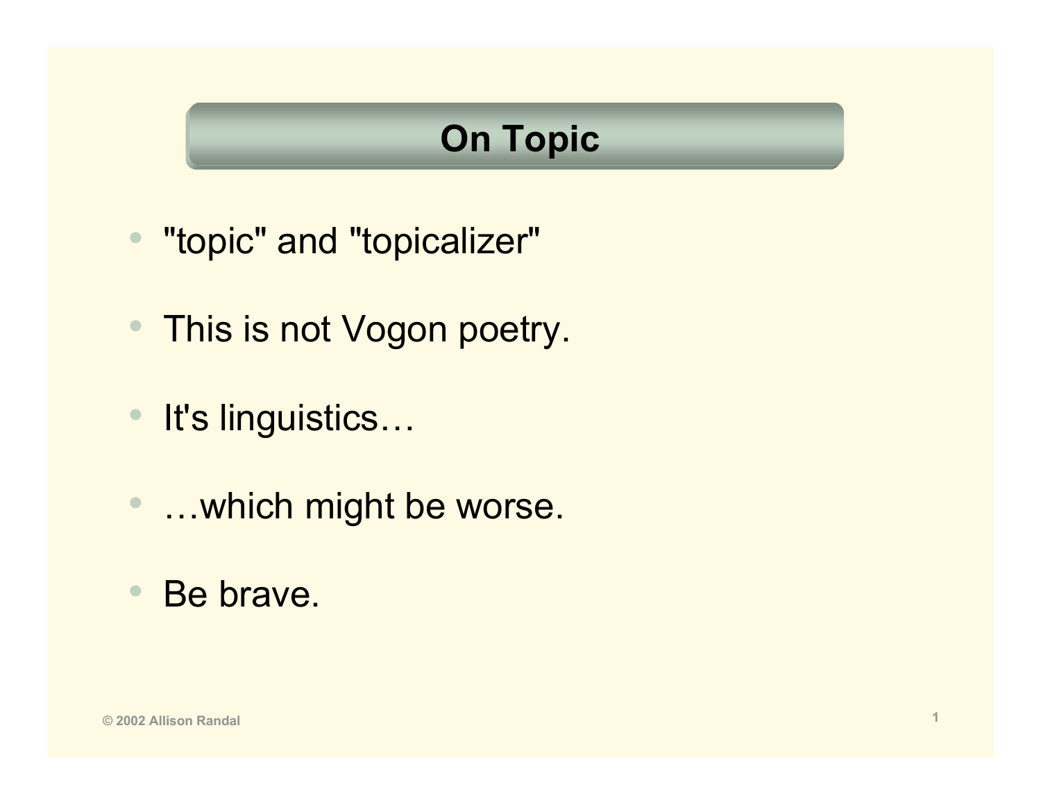# On Topic

- "topic" and "topicalizer"
- This is not Vogon poetry.
- It's linguistics…
- …which might be worse.
- Be brave.

© 2002 Allison Randal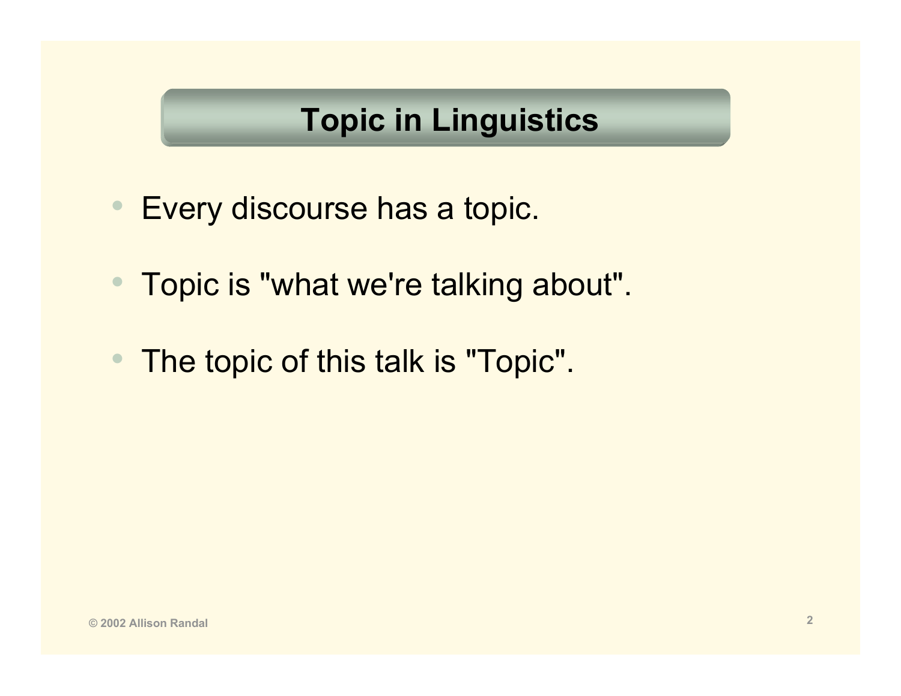# Topic in Linguistics

- Every discourse has a topic.
- Topic is "what we're talking about".
- The topic of this talk is "Topic".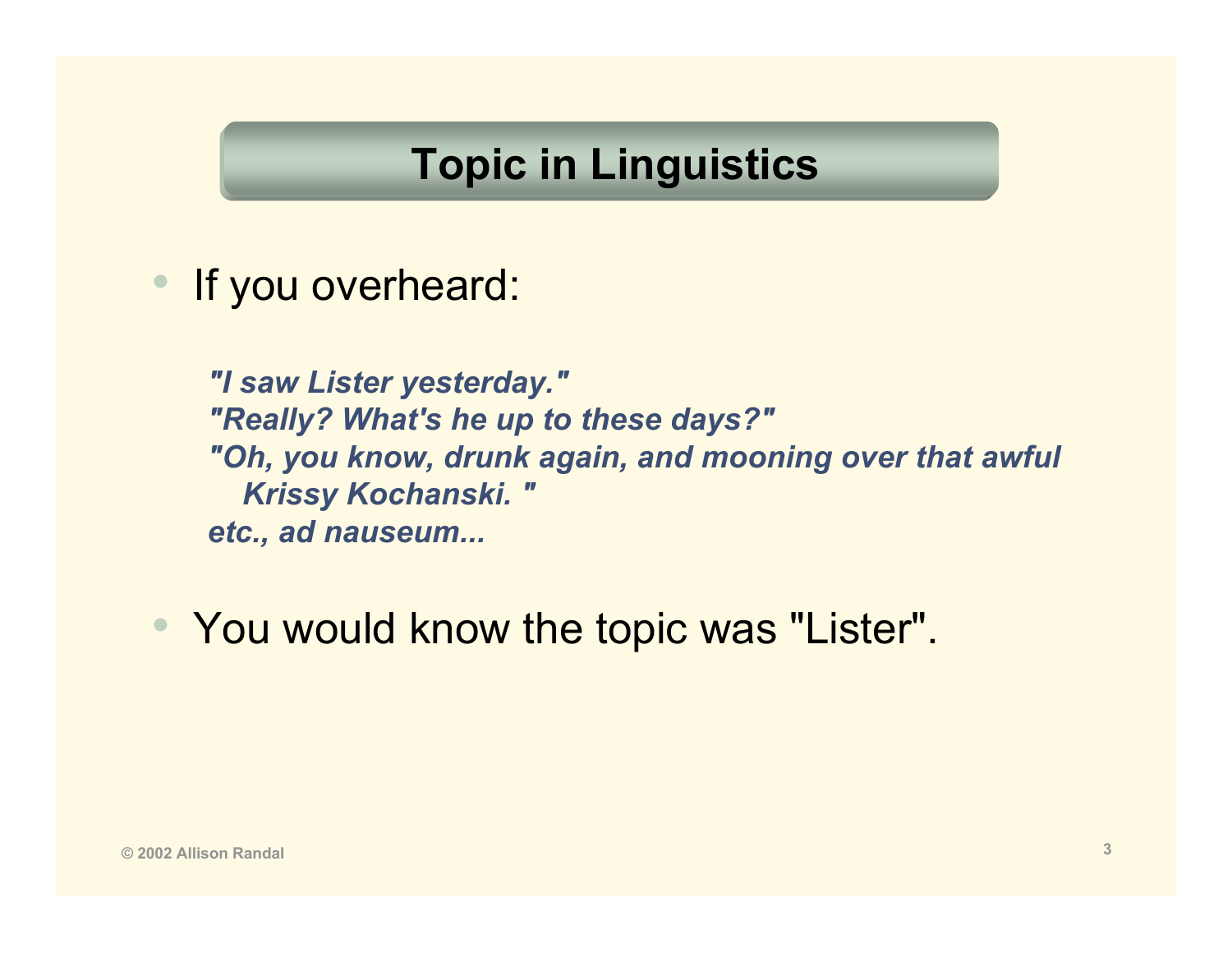# Topic in Linguistics

- If you overheard:

  ***"I saw Lister yesterday."***
  ***"Really? What's he up to these days?"***
  ***"Oh, you know, drunk again, and mooning over that awful Krissy Kochanski. "***
  ***etc., ad nauseum...***

- You would know the topic was "Lister".

© 2002 Allison Randal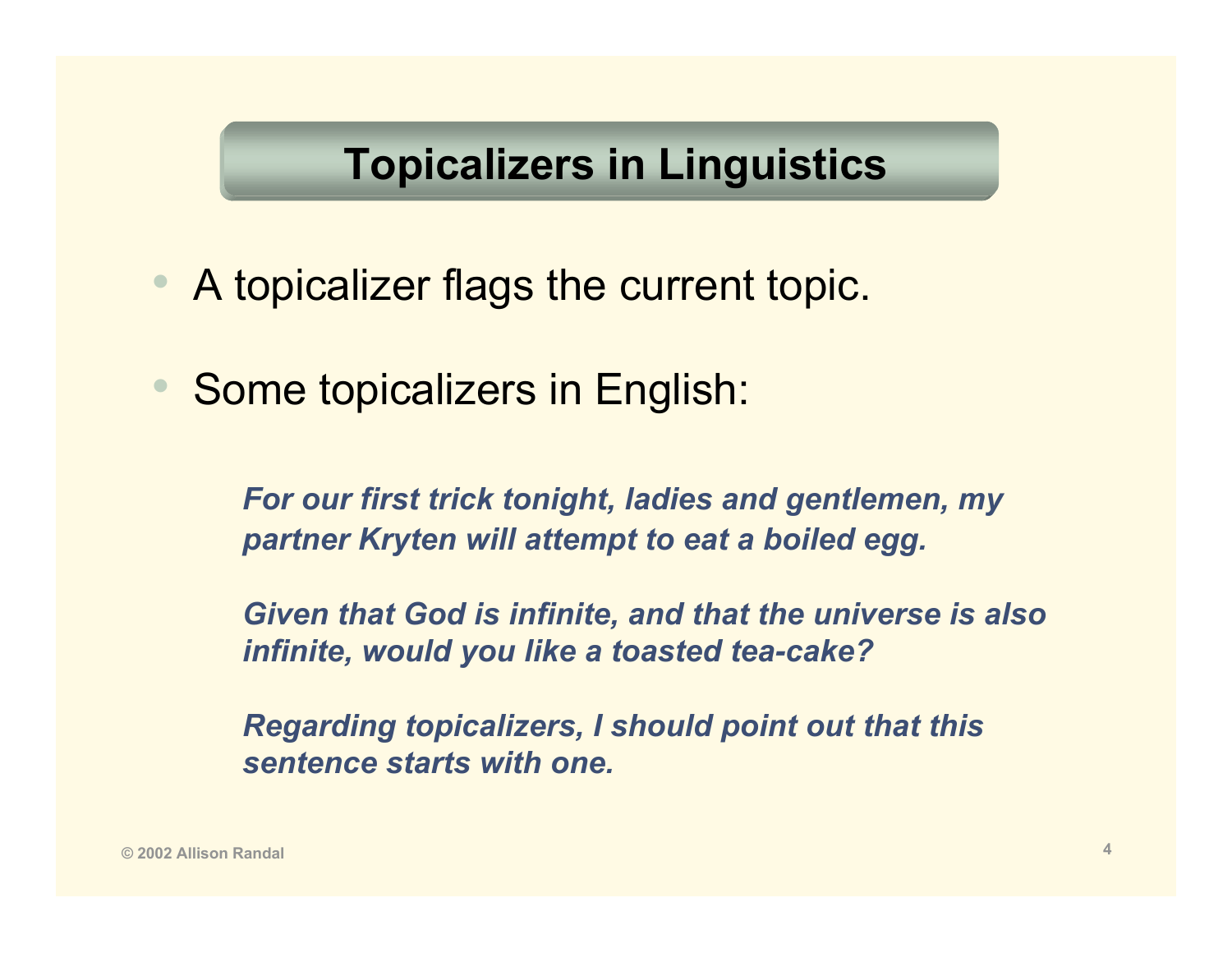# Topicalizers in Linguistics

- A topicalizer flags the current topic.
- Some topicalizers in English:

> ***For our first trick tonight, ladies and gentlemen, my partner Kryten will attempt to eat a boiled egg.***
>
> ***Given that God is infinite, and that the universe is also infinite, would you like a toasted tea-cake?***
>
> ***Regarding topicalizers, I should point out that this sentence starts with one.***

© 2002 Allison Randal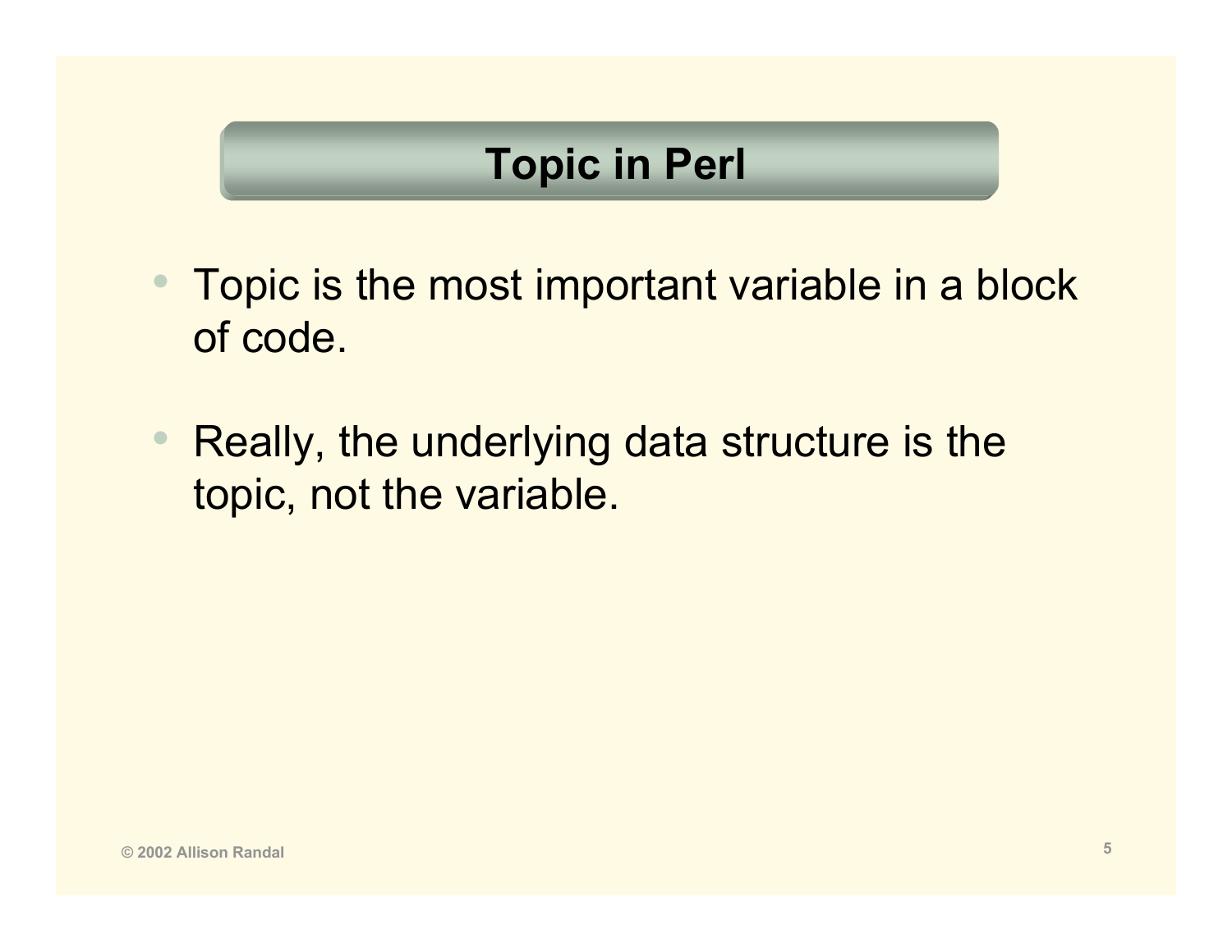# Topic in Perl

- Topic is the most important variable in a block of code.
- Really, the underlying data structure is the topic, not the variable.

© 2002 Allison Randal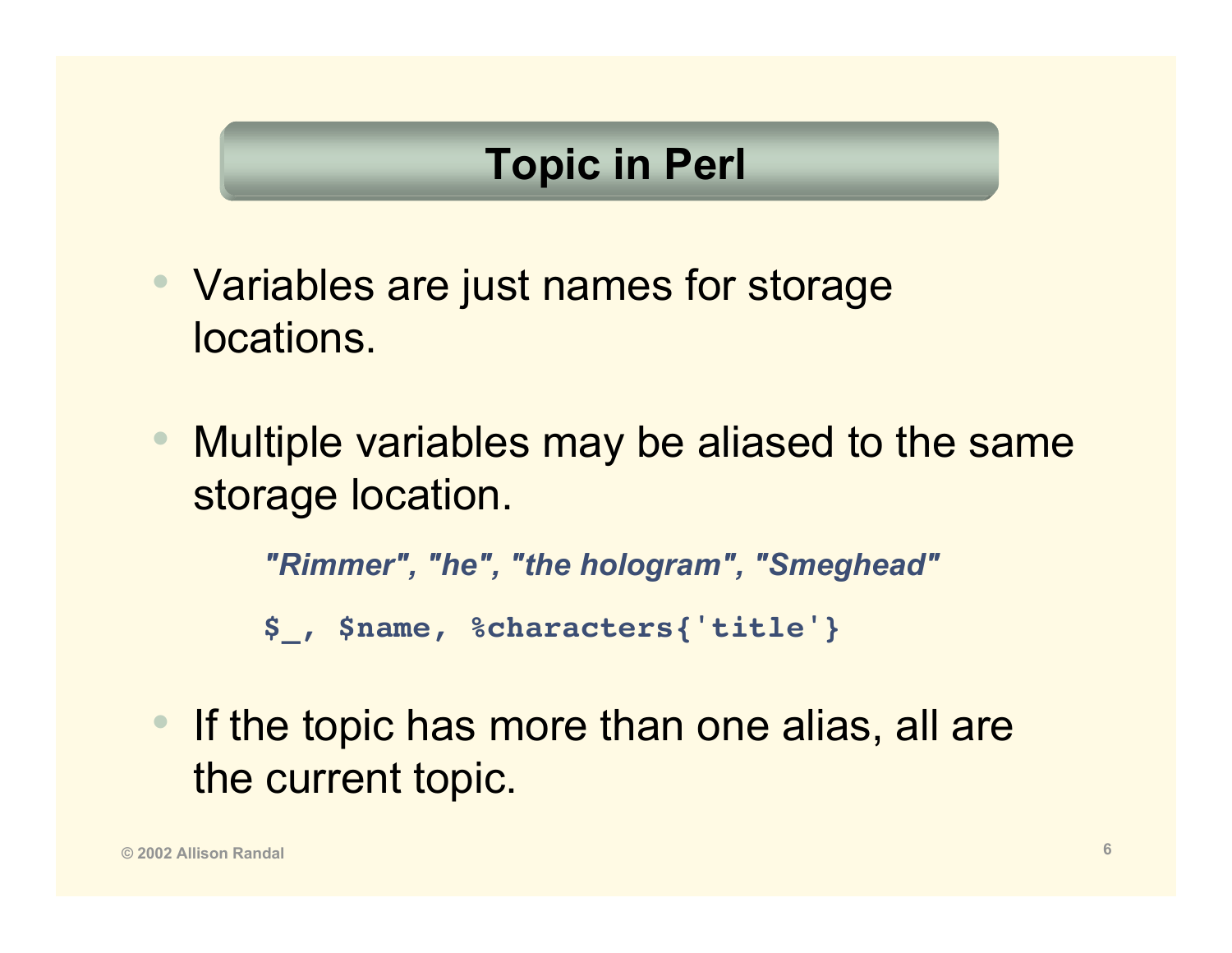# Topic in Perl

- Variables are just names for storage locations.
- Multiple variables may be aliased to the same storage location.

  ***"Rimmer", "he", "the hologram", "Smeghead"***

  ```
  $_, $name, %characters{'title'}
  ```

- If the topic has more than one alias, all are the current topic.

© 2002 Allison Randal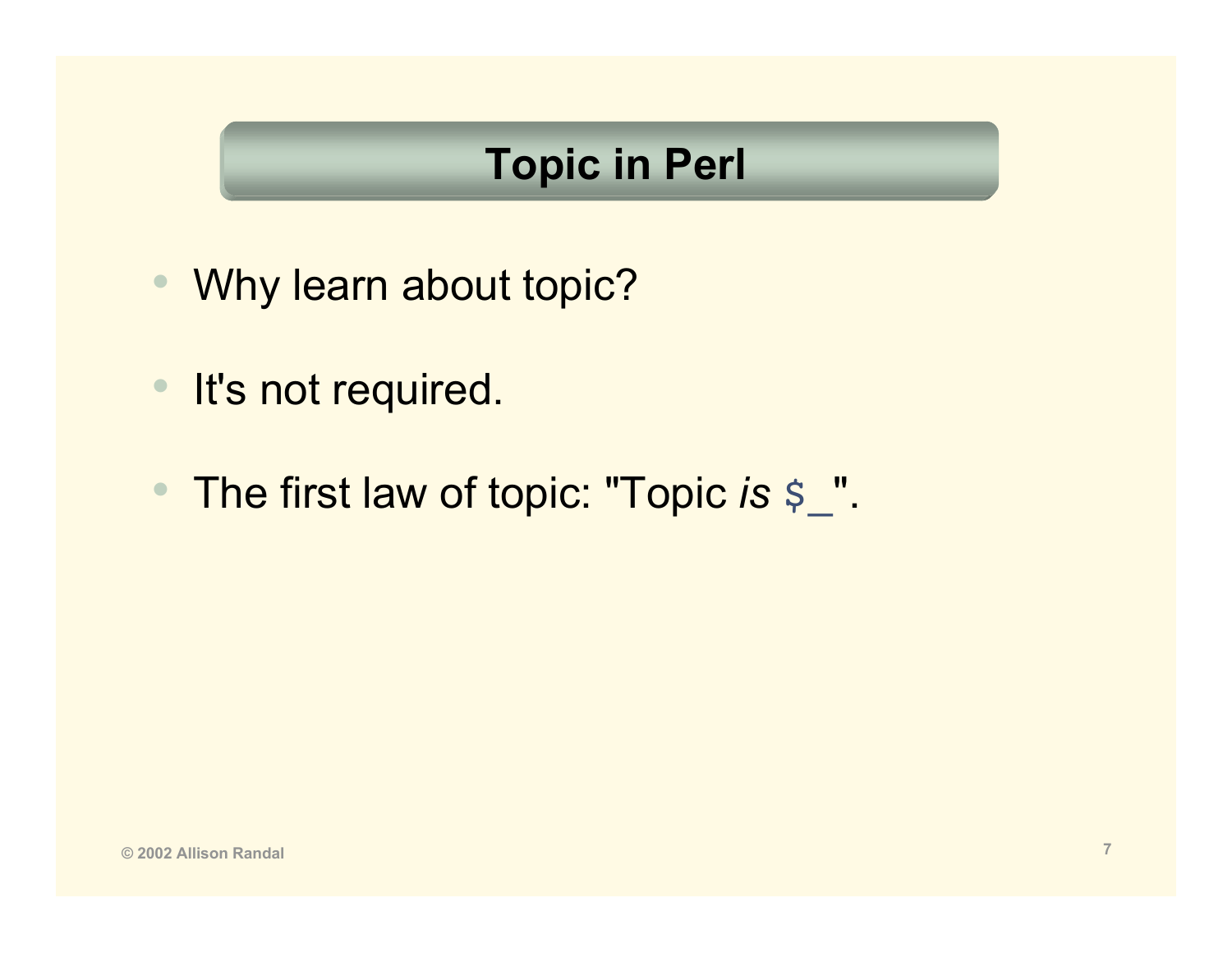# Topic in Perl

- Why learn about topic?
- It's not required.
- The first law of topic: "Topic *is* `$_`".

© 2002 Allison Randal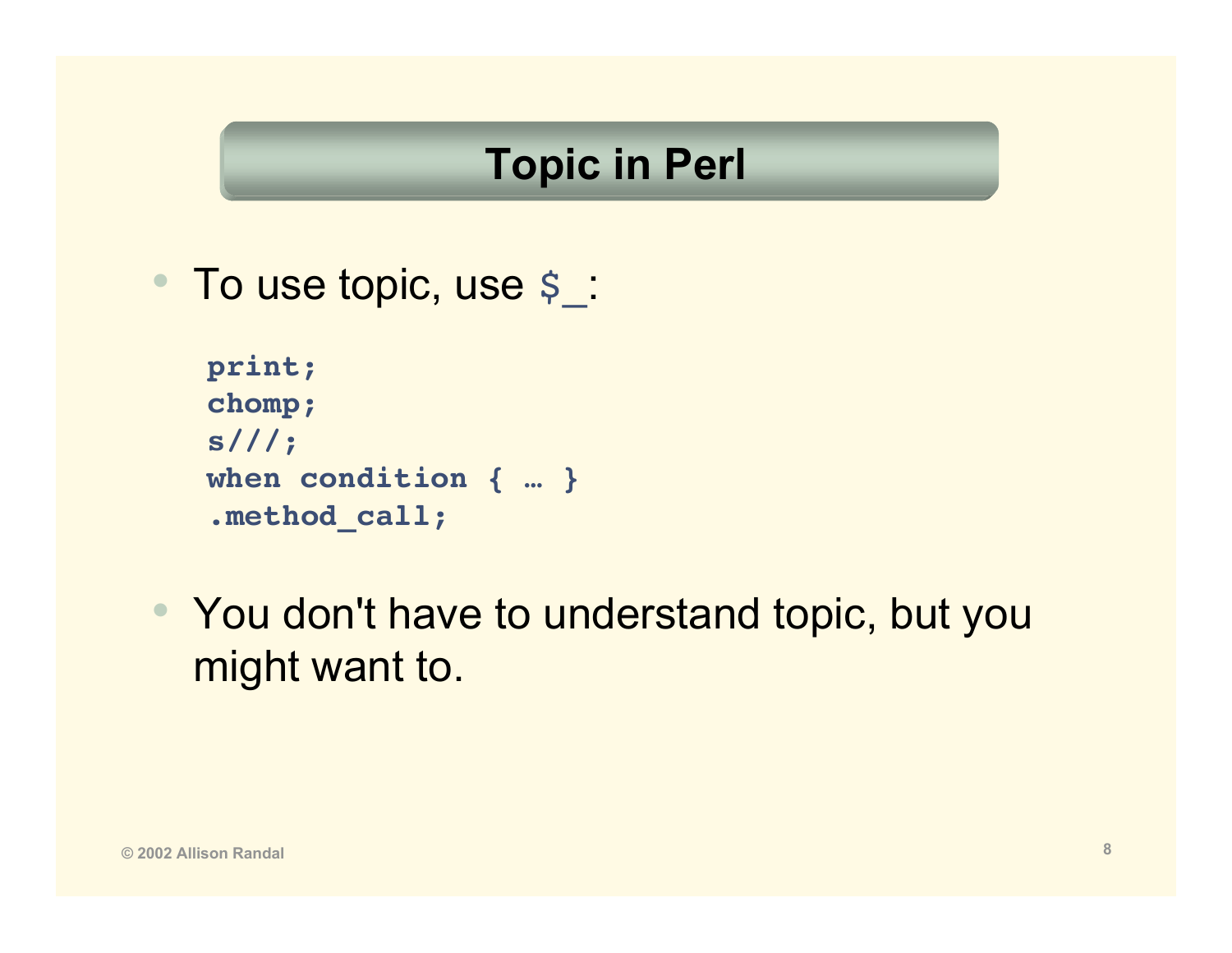# Topic in Perl

- To use topic, use `$_`:

```
print;
chomp;
s///;
when condition { … }
.method_call;
```

- You don't have to understand topic, but you might want to.

© 2002 Allison Randal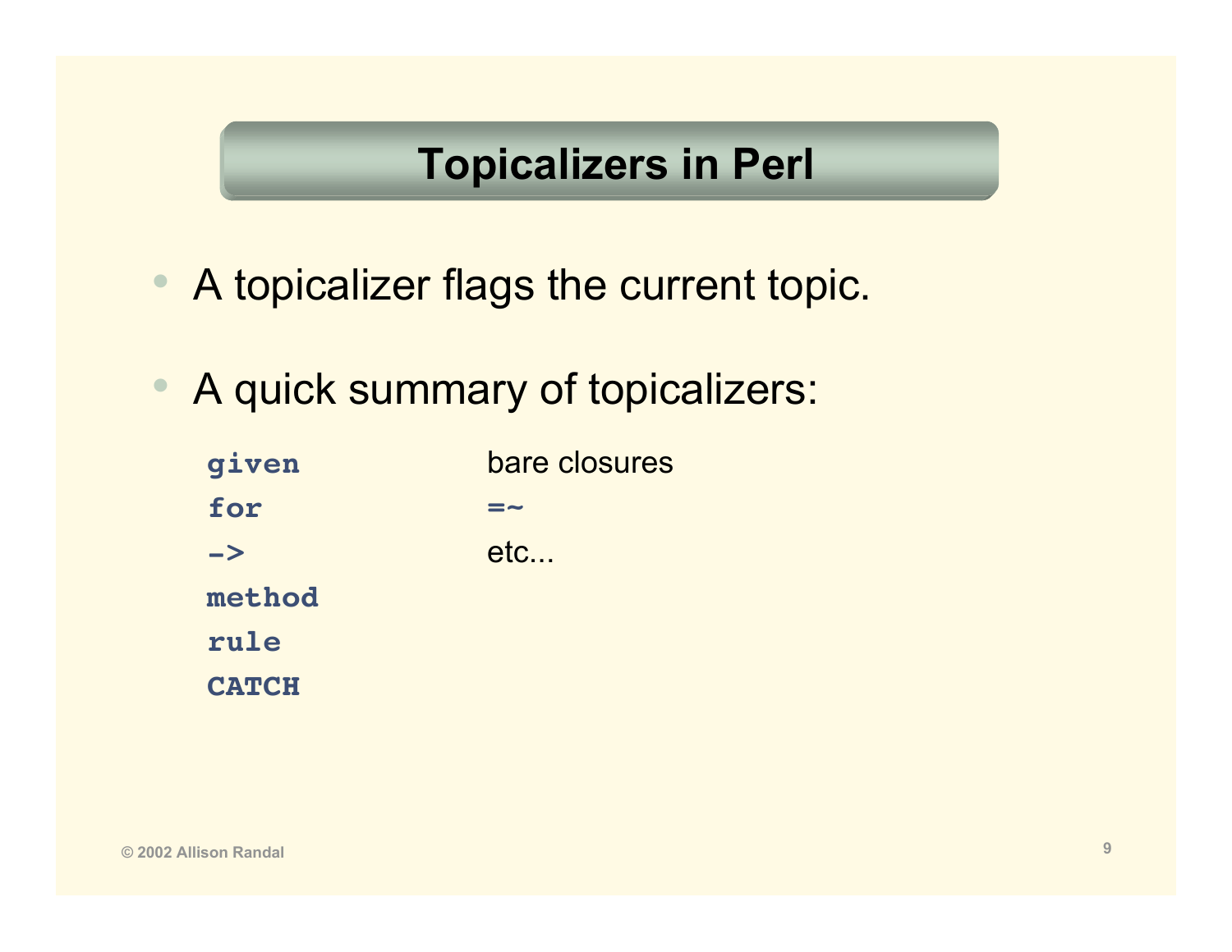# Topicalizers in Perl

- A topicalizer flags the current topic.
- A quick summary of topicalizers:

| | |
|---|---|
| `given` | bare closures |
| `for` | `=~` |
| `->` | etc... |
| `method` | |
| `rule` | |
| `CATCH` | |

© 2002 Allison Randal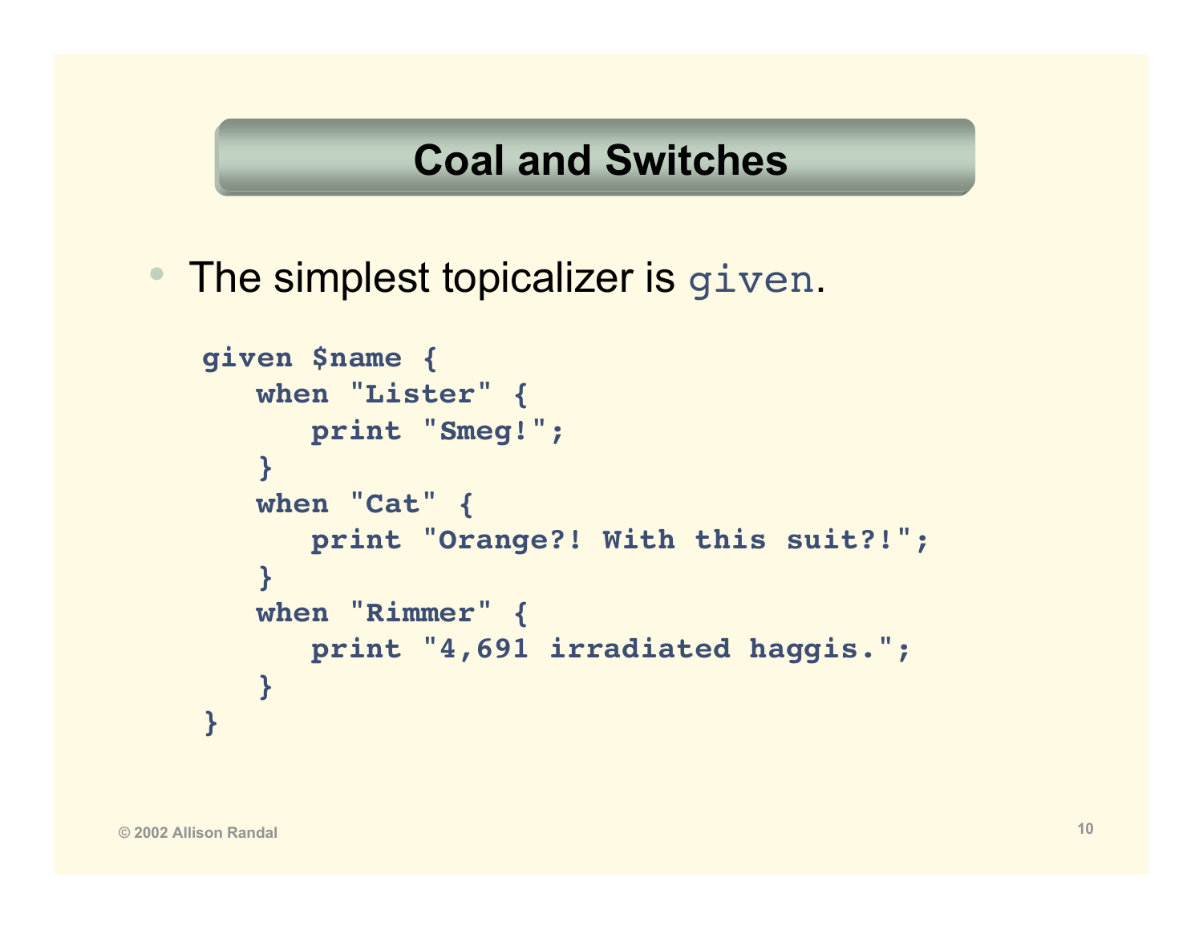# Coal and Switches

- The simplest topicalizer is `given`.

```
given $name {
   when "Lister" {
      print "Smeg!";
   }
   when "Cat" {
      print "Orange?! With this suit?!";
   }
   when "Rimmer" {
      print "4,691 irradiated haggis.";
   }
}
```

© 2002 Allison Randal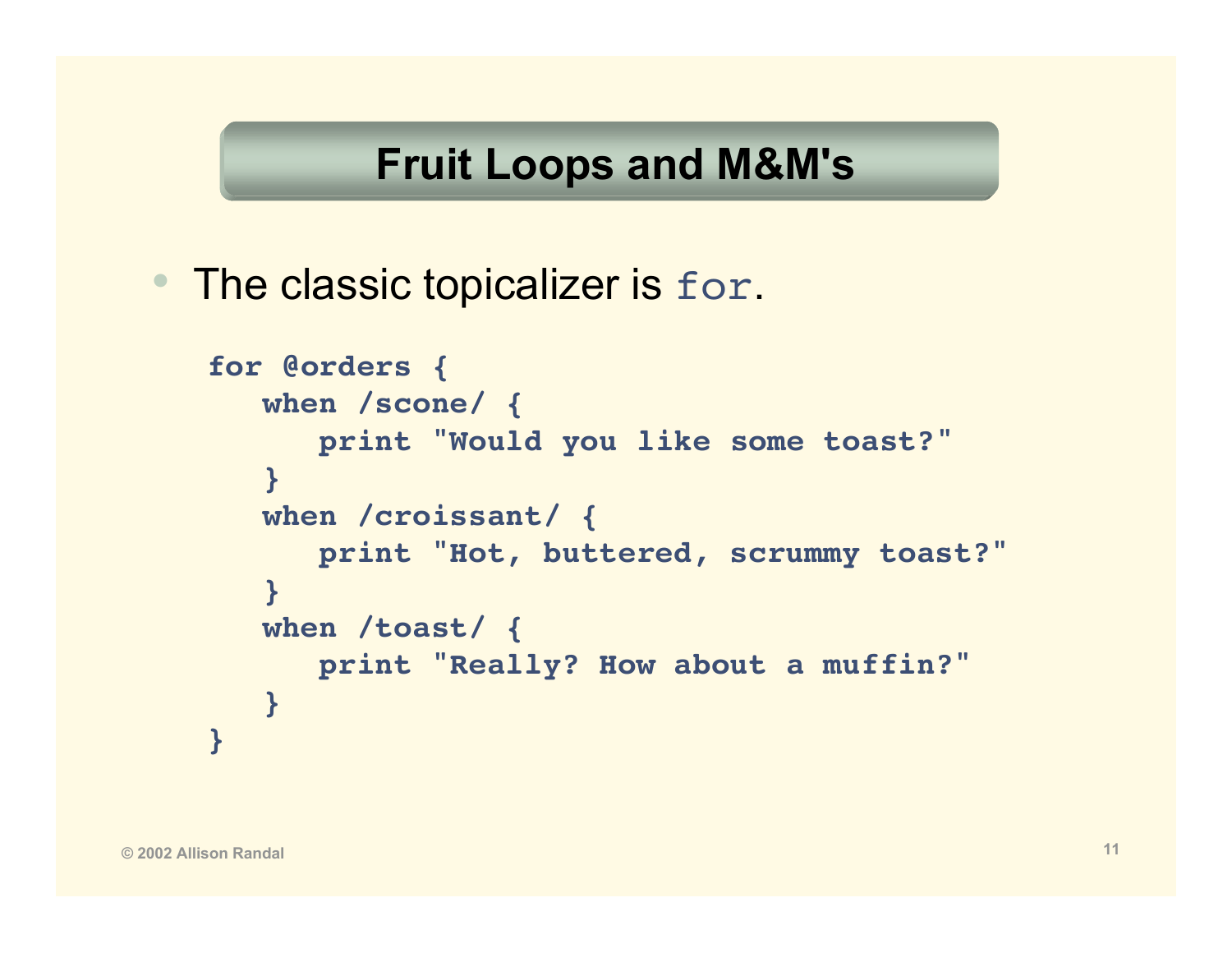# Fruit Loops and M&M's

- The classic topicalizer is `for`.

```
for @orders {
   when /scone/ {
      print "Would you like some toast?"
   }
   when /croissant/ {
      print "Hot, buttered, scrummy toast?"
   }
   when /toast/ {
      print "Really? How about a muffin?"
   }
}
```

© 2002 Allison Randal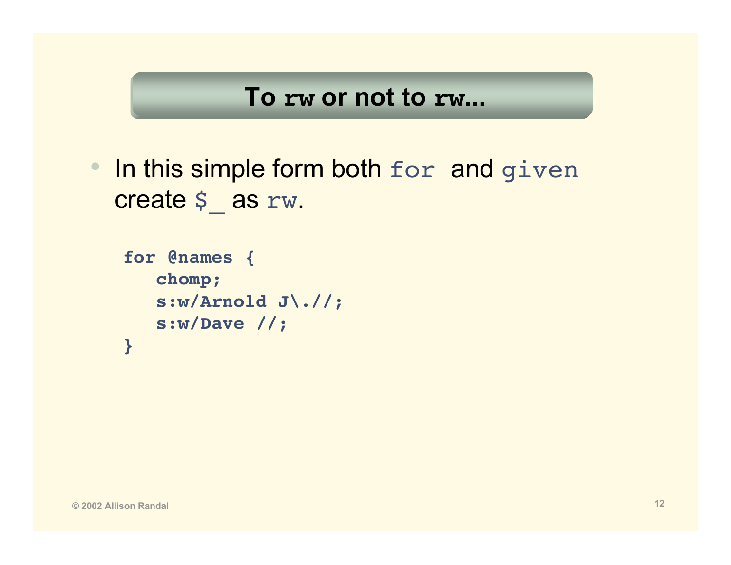# To `rw` or not to `rw`...

- In this simple form both `for` and `given` create `$_` as `rw`.

```
for @names {
   chomp;
   s:w/Arnold J\.//;
   s:w/Dave //;
}
```

© 2002 Allison Randal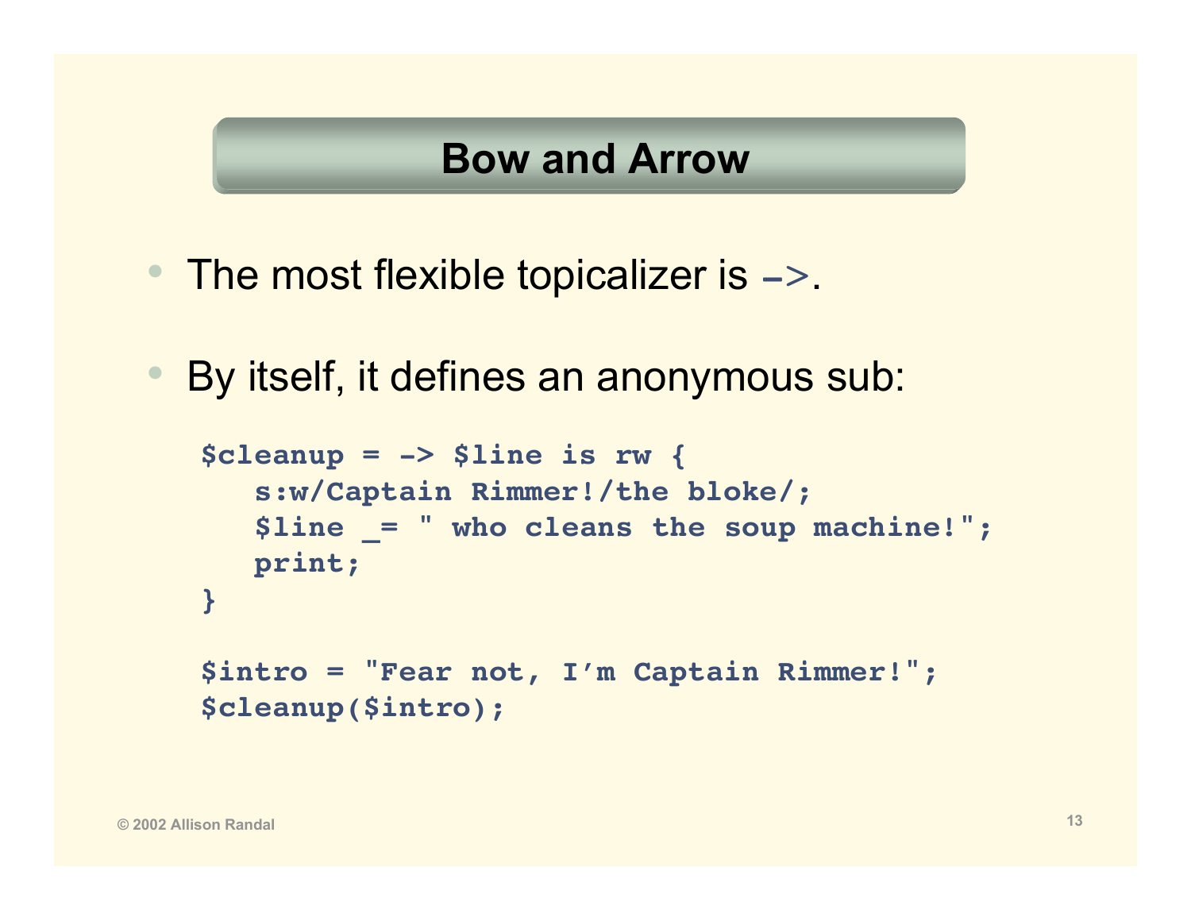# Bow and Arrow

- The most flexible topicalizer is `->`.
- By itself, it defines an anonymous sub:

```
$cleanup = -> $line is rw {
   s:w/Captain Rimmer!/the bloke/;
   $line _= " who cleans the soup machine!";
   print;
}

$intro = "Fear not, I'm Captain Rimmer!";
$cleanup($intro);
```

© 2002 Allison Randal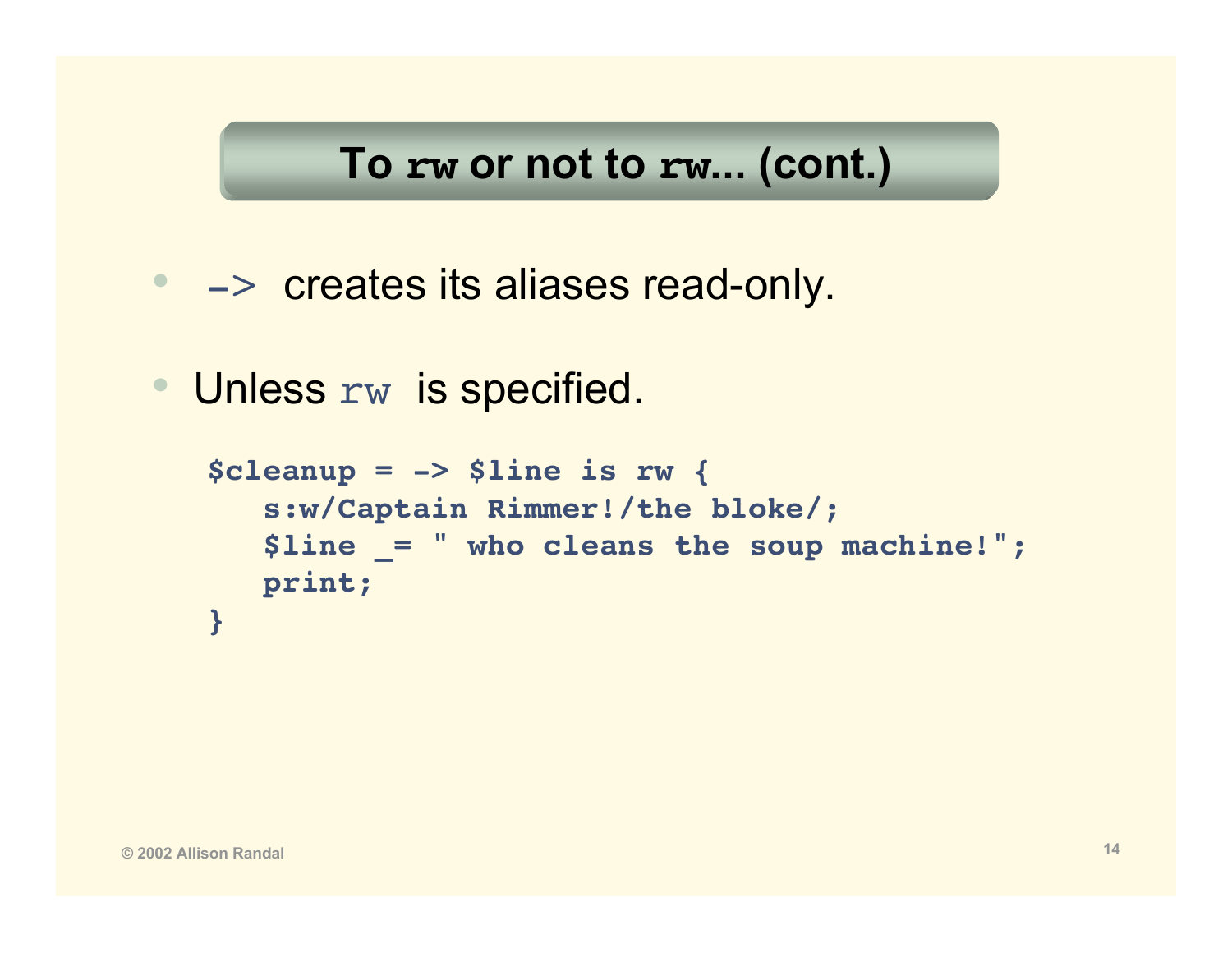# To `rw` or not to `rw`... (cont.)

- `->` creates its aliases read-only.
- Unless `rw` is specified.

```
$cleanup = -> $line is rw {
   s:w/Captain Rimmer!/the bloke/;
   $line _= " who cleans the soup machine!";
   print;
}
```

© 2002 Allison Randal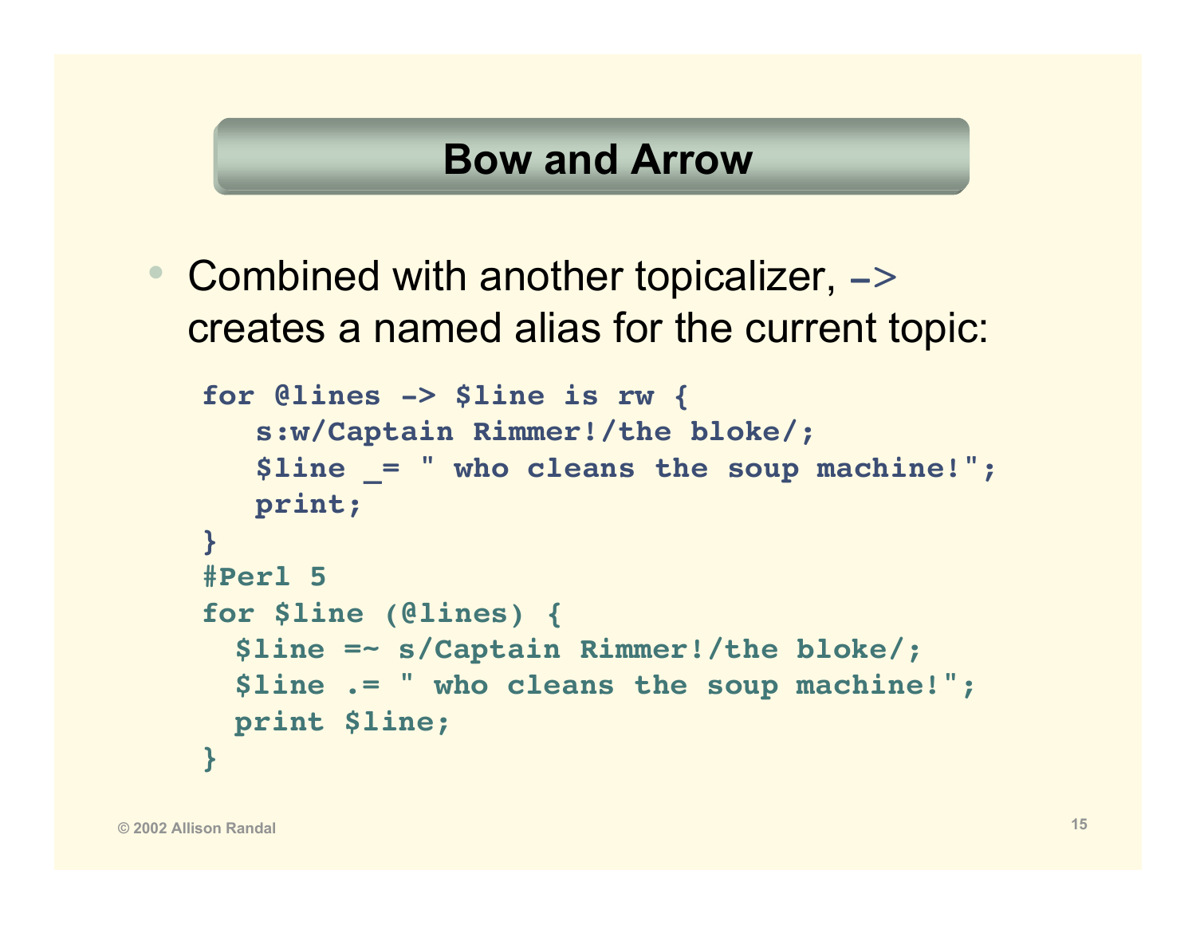# Bow and Arrow

- Combined with another topicalizer, `->` creates a named alias for the current topic:

```
for @lines -> $line is rw {
   s:w/Captain Rimmer!/the bloke/;
   $line _= " who cleans the soup machine!";
   print;
}
#Perl 5
for $line (@lines) {
  $line =~ s/Captain Rimmer!/the bloke/;
  $line .= " who cleans the soup machine!";
  print $line;
}
```

© 2002 Allison Randal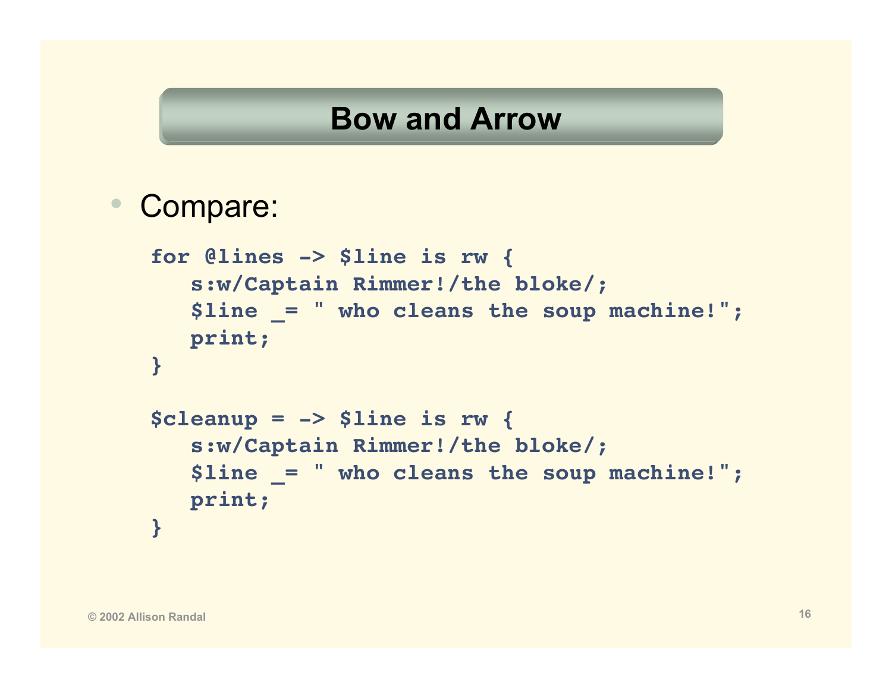# Bow and Arrow

- Compare:

```
for @lines -> $line is rw {
   s:w/Captain Rimmer!/the bloke/;
   $line _= " who cleans the soup machine!";
   print;
}

$cleanup = -> $line is rw {
   s:w/Captain Rimmer!/the bloke/;
   $line _= " who cleans the soup machine!";
   print;
}
```

© 2002 Allison Randal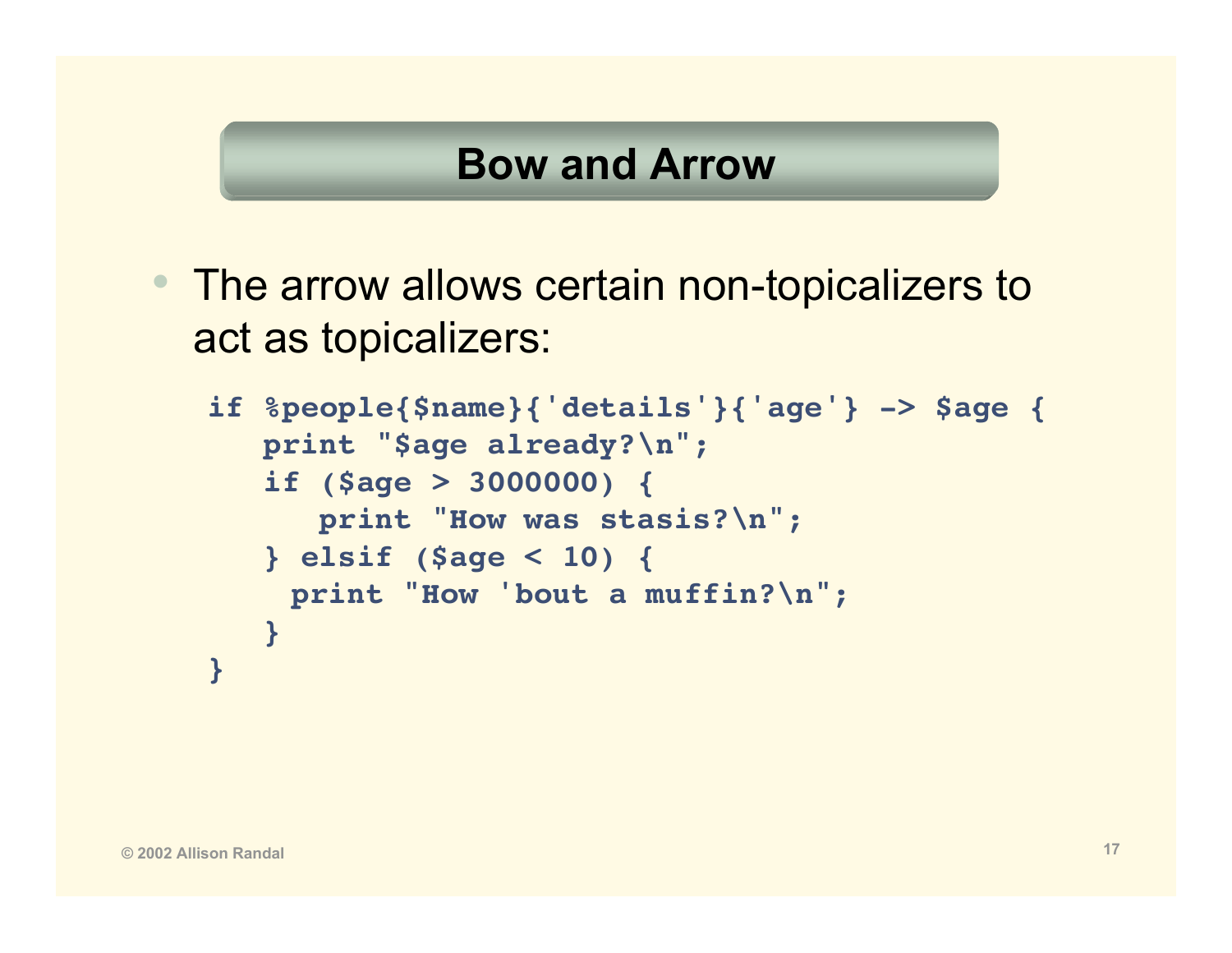# Bow and Arrow

- The arrow allows certain non-topicalizers to act as topicalizers:

```
if %people{$name}{'details'}{'age'} -> $age {
   print "$age already?\n";
   if ($age > 3000000) {
      print "How was stasis?\n";
   } elsif ($age < 10) {
     print "How 'bout a muffin?\n";
   }
}
```

© 2002 Allison Randal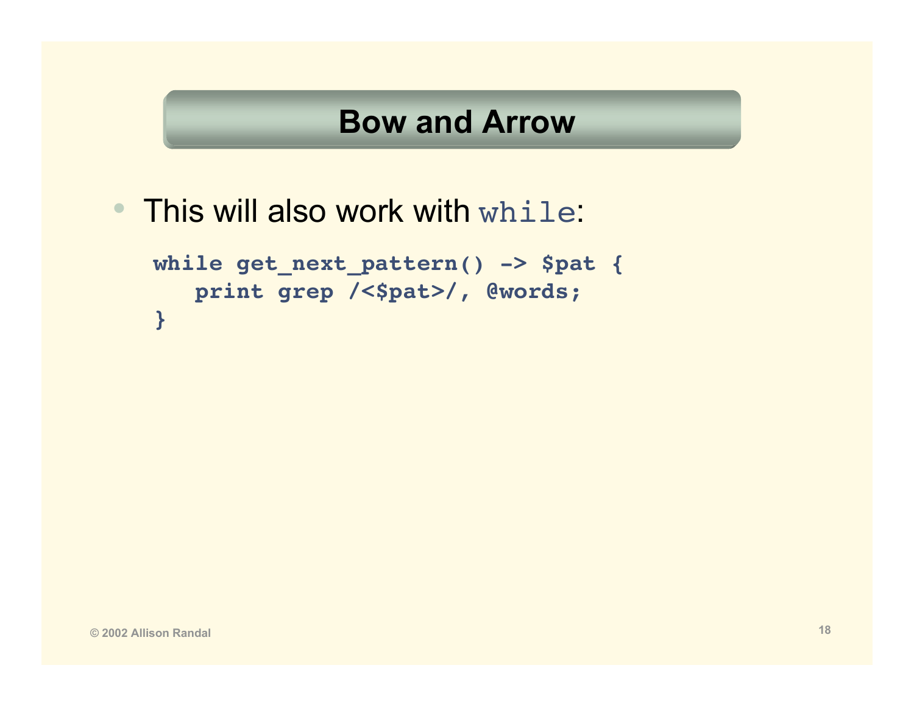# Bow and Arrow

- This will also work with `while`:

```
while get_next_pattern() -> $pat {
   print grep /<$pat>/, @words;
}
```

© 2002 Allison Randal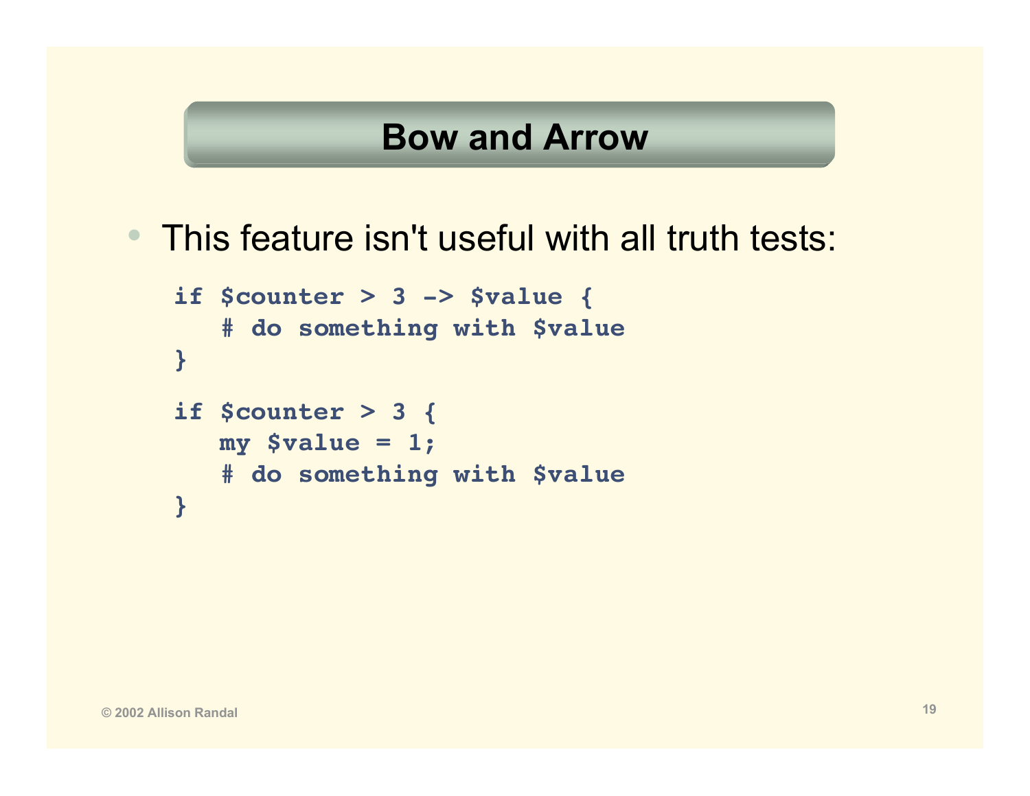# Bow and Arrow

- This feature isn't useful with all truth tests:

```
if $counter > 3 -> $value {
   # do something with $value
}

if $counter > 3 {
   my $value = 1;
   # do something with $value
}
```

© 2002 Allison Randal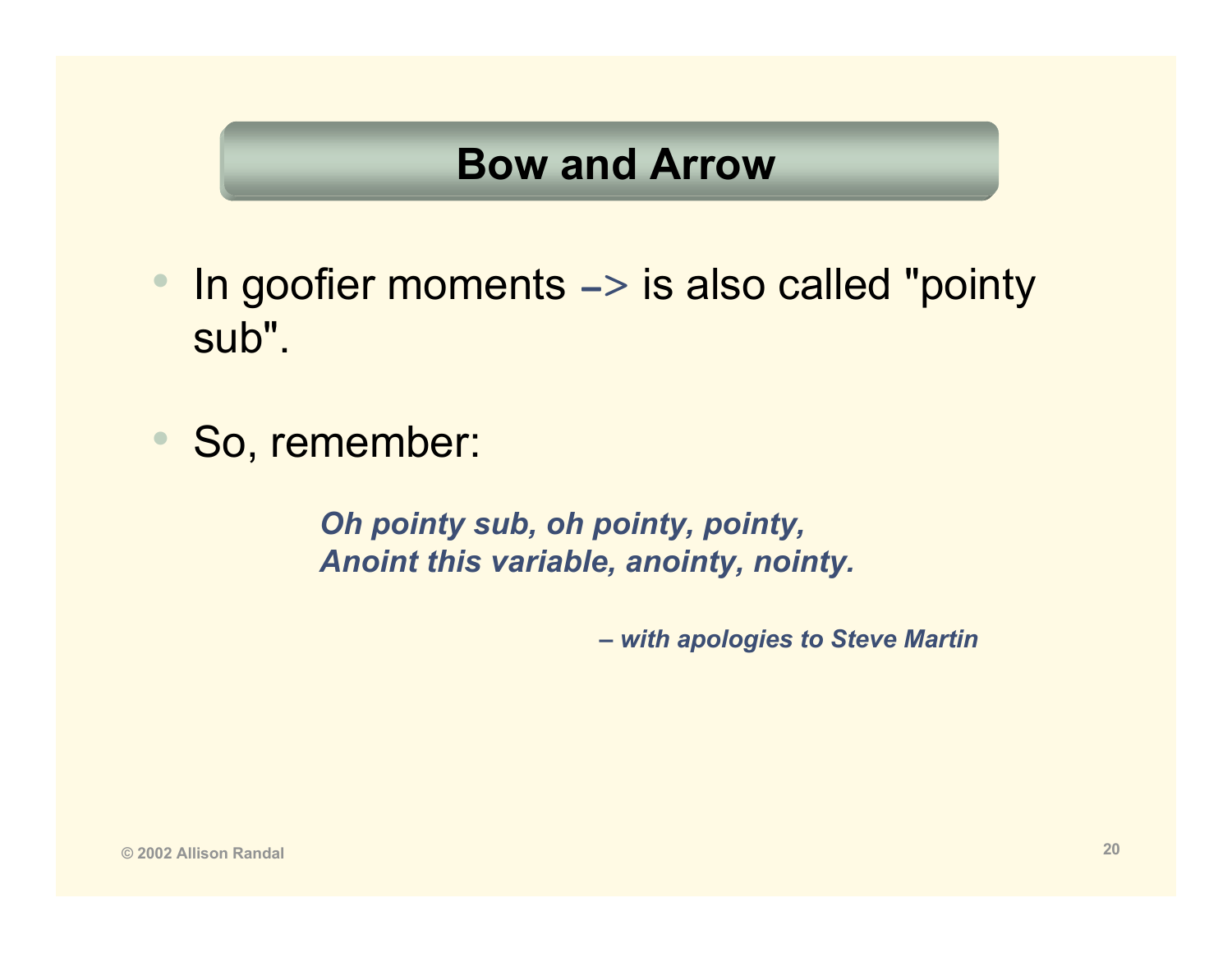# Bow and Arrow

- In goofier moments `->` is also called "pointy sub".

- So, remember:

> ***Oh pointy sub, oh pointy, pointy,***
> ***Anoint this variable, anointy, nointy.***
>
> ***– with apologies to Steve Martin***

© 2002 Allison Randal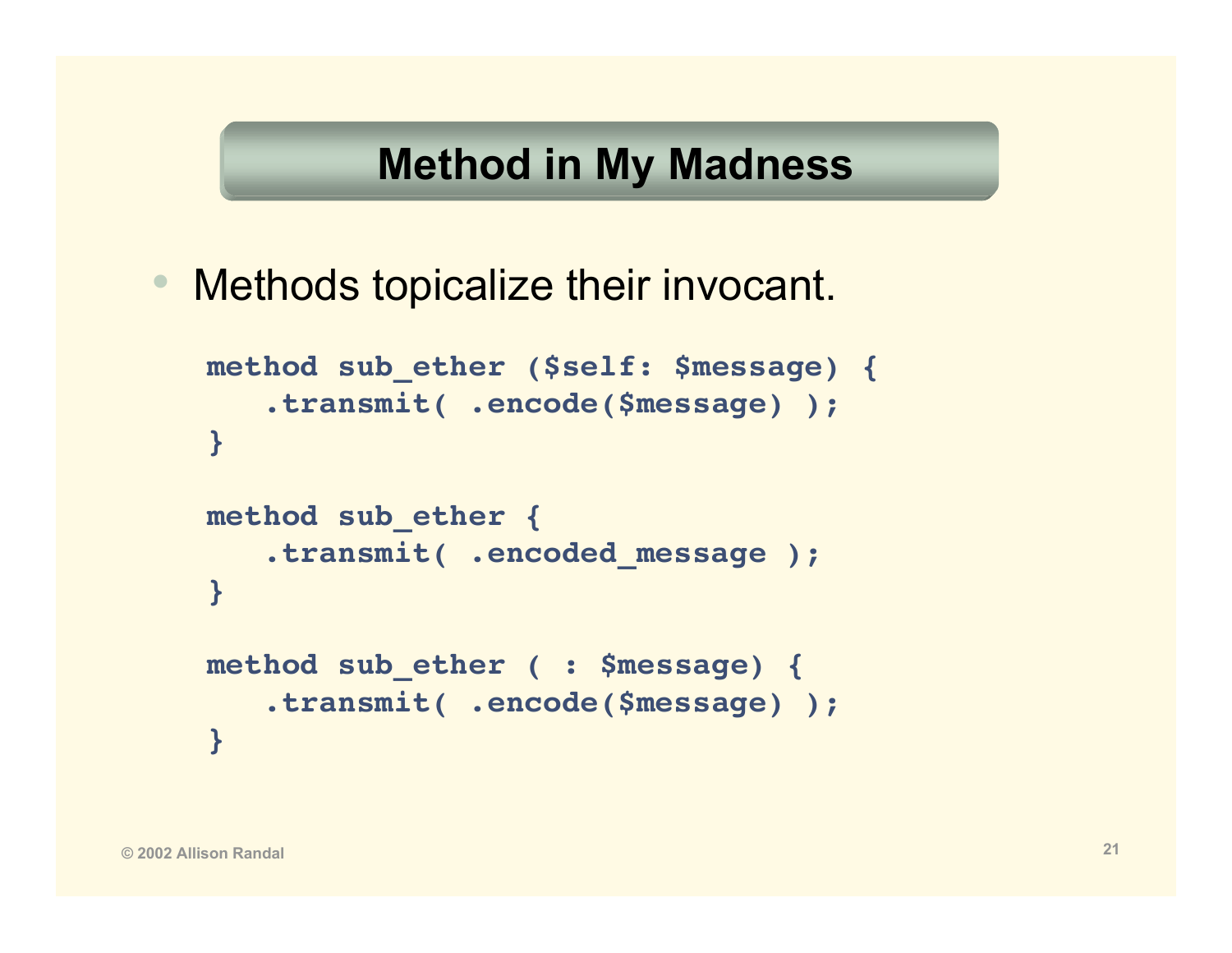# Method in My Madness

- Methods topicalize their invocant.

```
method sub_ether ($self: $message) {
   .transmit( .encode($message) );
}

method sub_ether {
   .transmit( .encoded_message );
}

method sub_ether ( : $message) {
   .transmit( .encode($message) );
}
```

© 2002 Allison Randal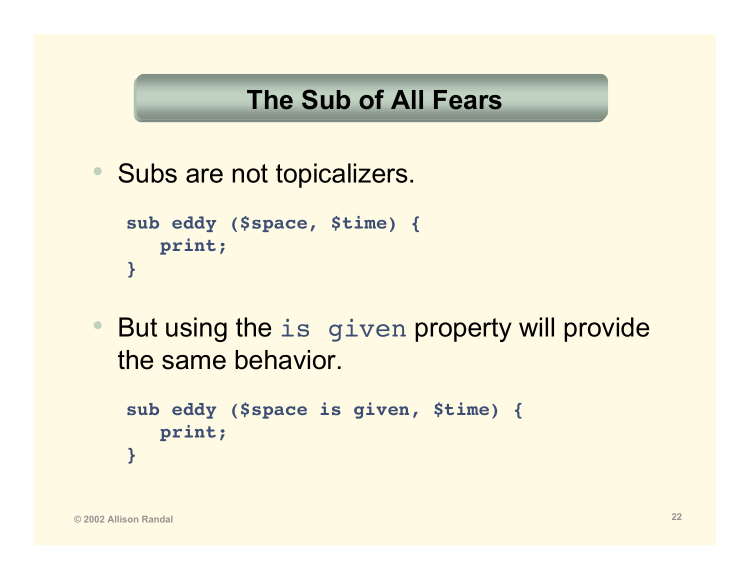# The Sub of All Fears

- Subs are not topicalizers.

```
sub eddy ($space, $time) {
   print;
}
```

- But using the `is given` property will provide the same behavior.

```
sub eddy ($space is given, $time) {
   print;
}
```

© 2002 Allison Randal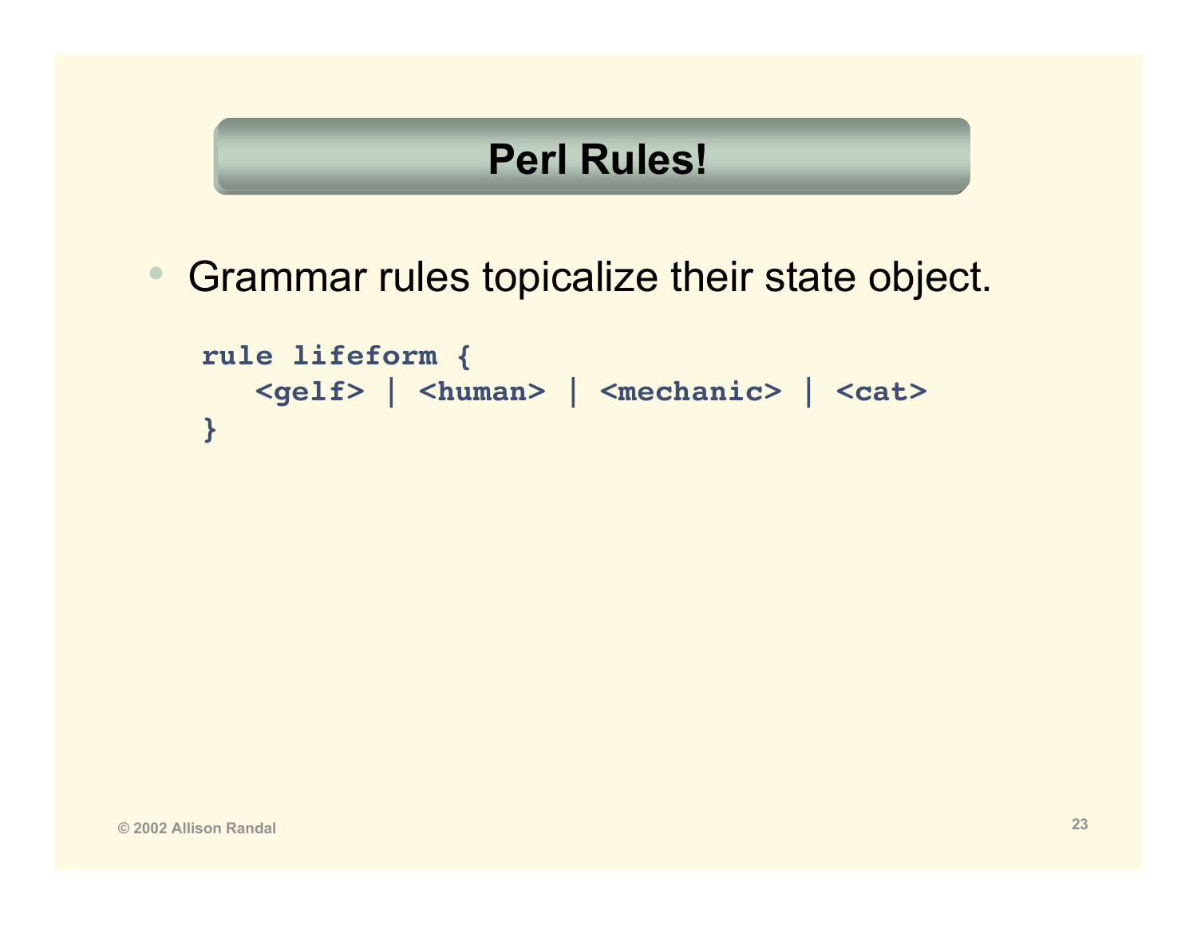# Perl Rules!

- Grammar rules topicalize their state object.

```
rule lifeform {
   <gelf> | <human> | <mechanic> | <cat>
}
```

© 2002 Allison Randal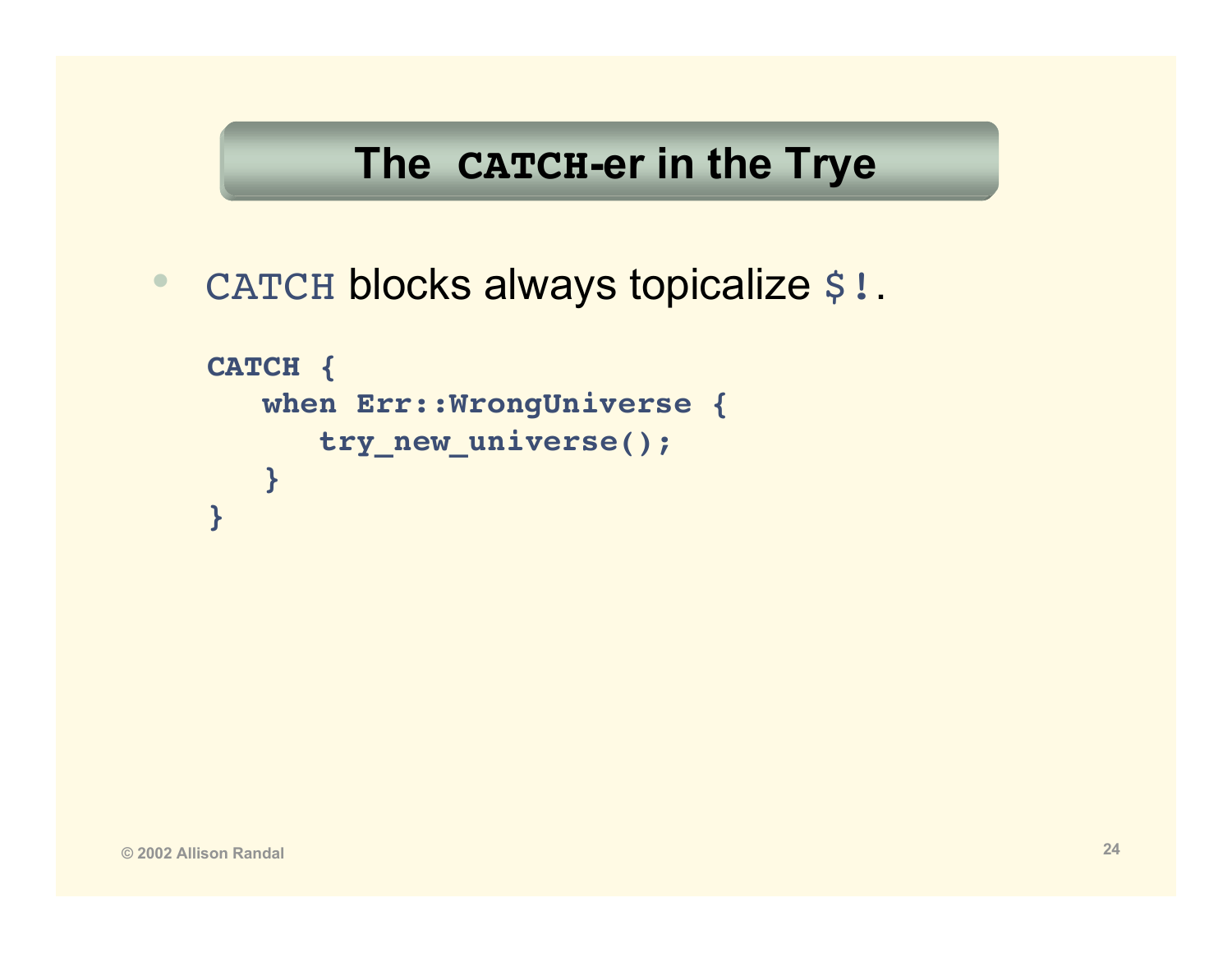# The `CATCH`-er in the Trye

- `CATCH` blocks always topicalize `$!`.

```
CATCH {
   when Err::WrongUniverse {
      try_new_universe();
   }
}
```

© 2002 Allison Randal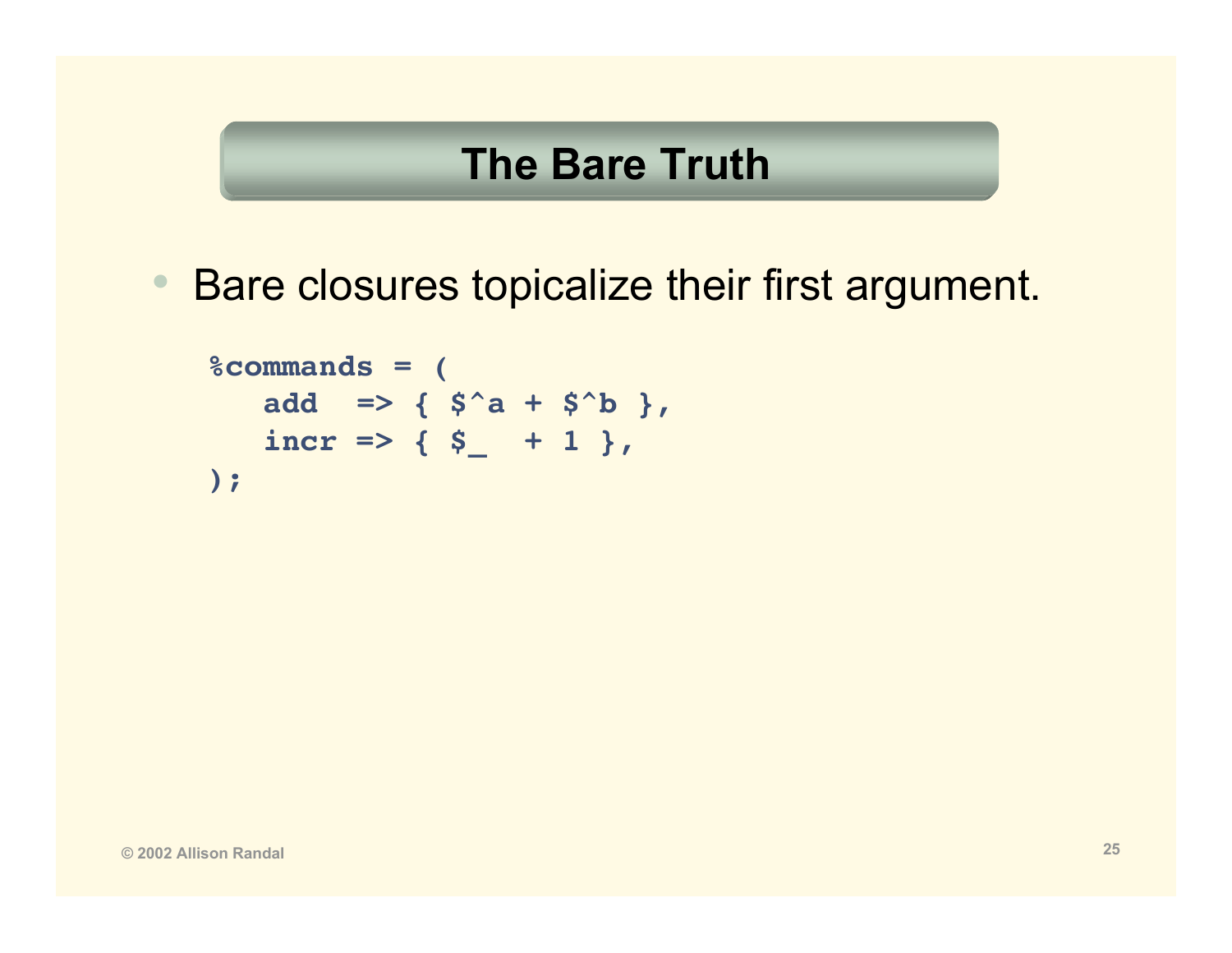# The Bare Truth

- Bare closures topicalize their first argument.

```
%commands = (
   add  => { $^a + $^b },
   incr => { $_  + 1 },
);
```

© 2002 Allison Randal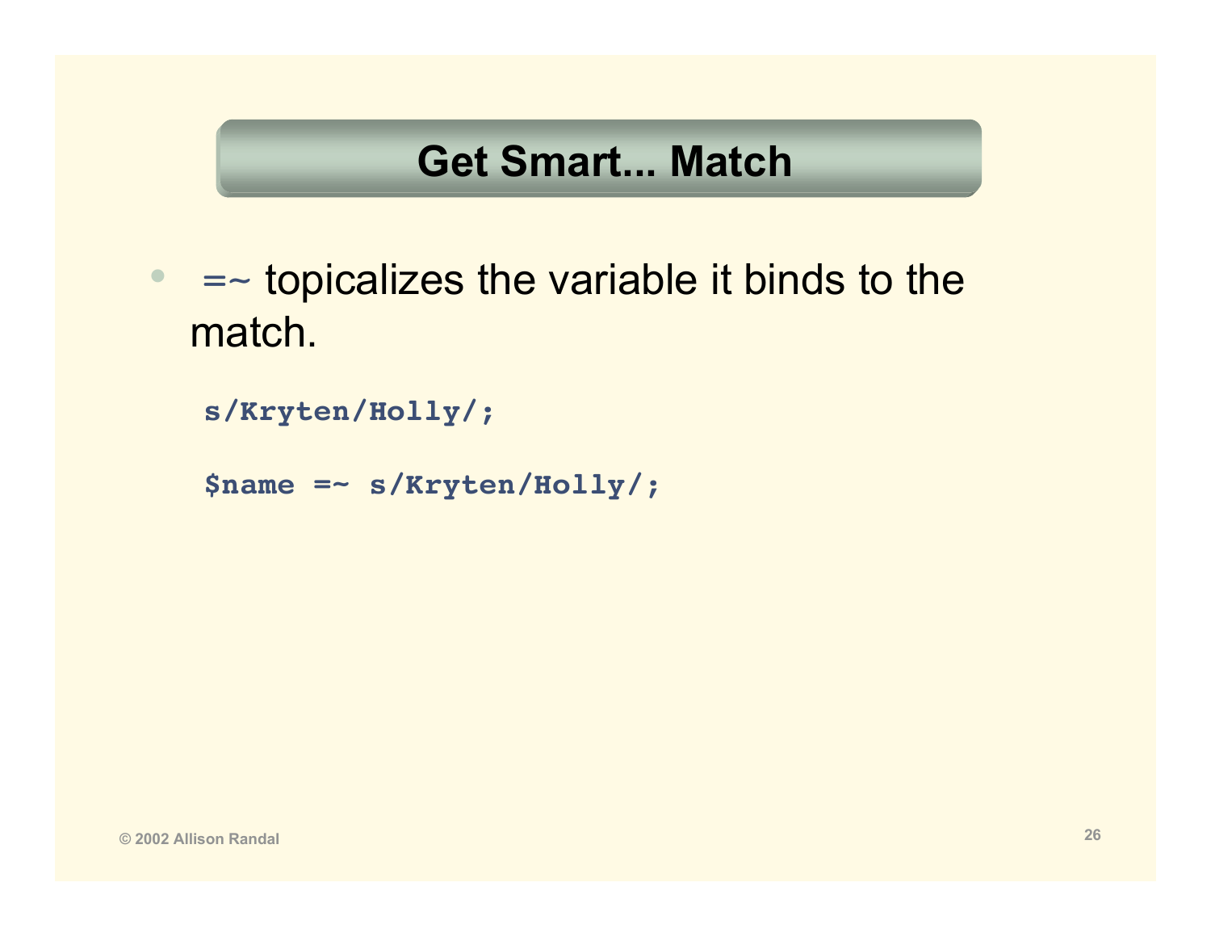## Get Smart... Match

- `=~` topicalizes the variable it binds to the match.

```
s/Kryten/Holly/;

$name =~ s/Kryten/Holly/;
```

© 2002 Allison Randal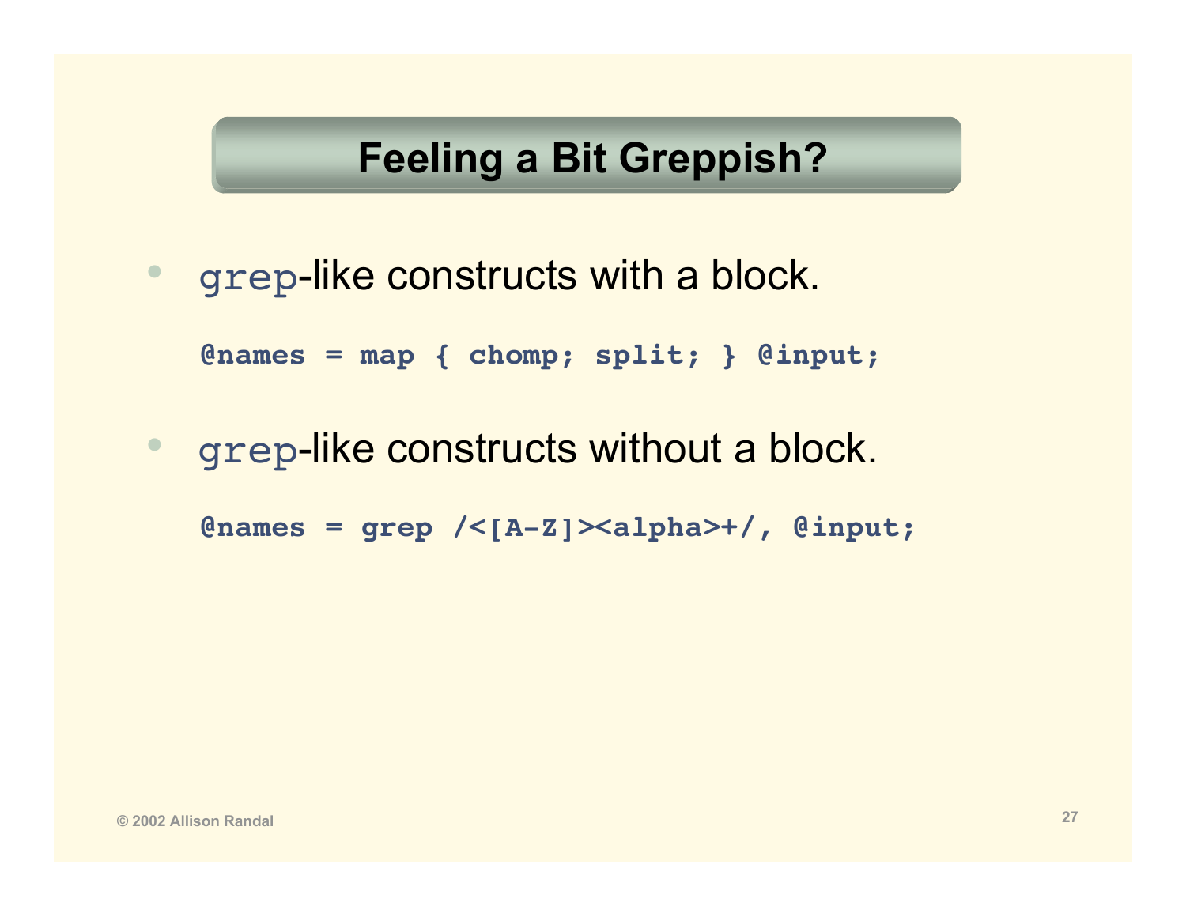# Feeling a Bit Greppish?

- `grep`-like constructs with a block.

```
@names = map { chomp; split; } @input;
```

- `grep`-like constructs without a block.

```
@names = grep /<[A-Z]><alpha>+/, @input;
```

© 2002 Allison Randal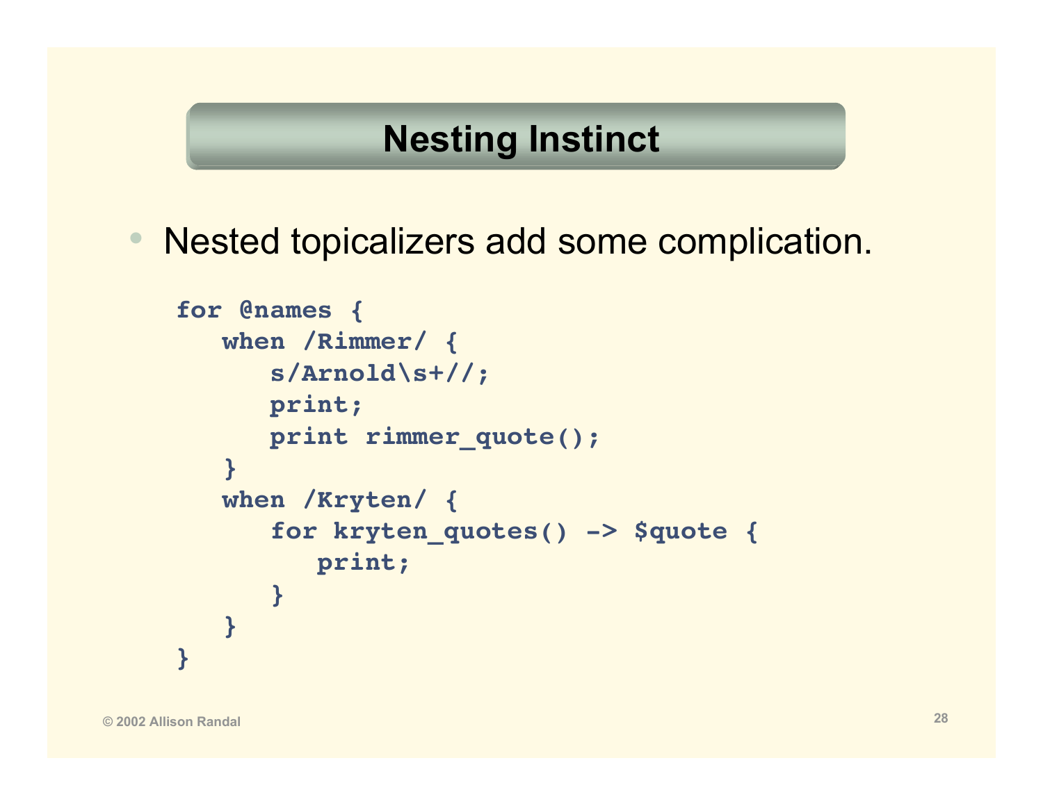# Nesting Instinct

- Nested topicalizers add some complication.

```
for @names {
   when /Rimmer/ {
      s/Arnold\s+//;
      print;
      print rimmer_quote();
   }
   when /Kryten/ {
      for kryten_quotes() -> $quote {
         print;
      }
   }
}
```

© 2002 Allison Randal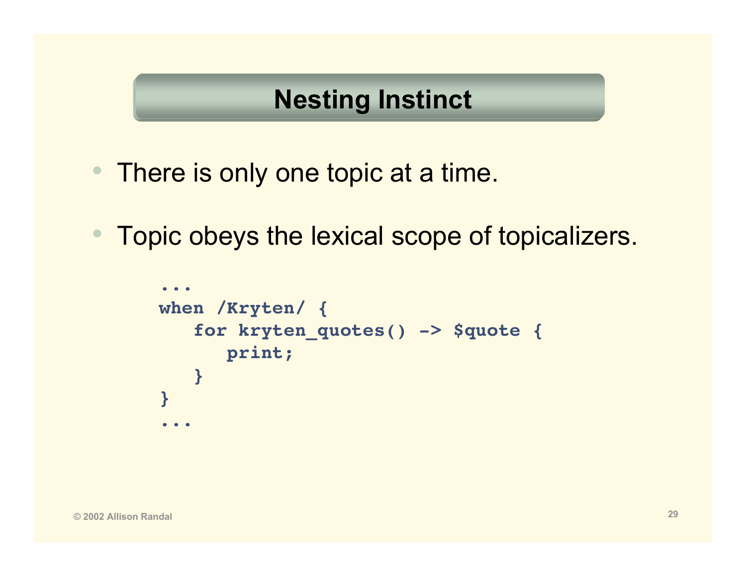# Nesting Instinct

- There is only one topic at a time.
- Topic obeys the lexical scope of topicalizers.

```
...
when /Kryten/ {
   for kryten_quotes() -> $quote {
      print;
   }
}
...
```

© 2002 Allison Randal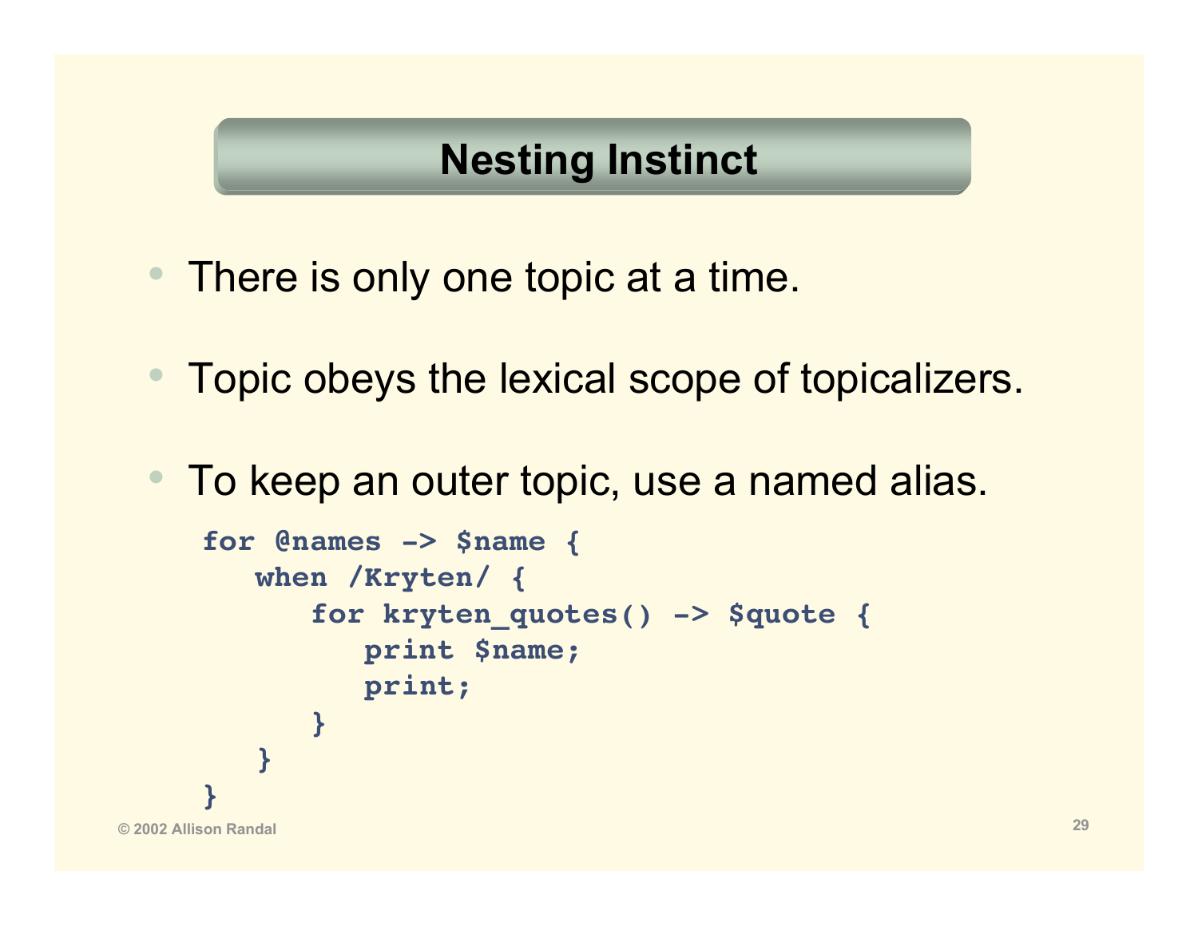# Nesting Instinct

- There is only one topic at a time.
- Topic obeys the lexical scope of topicalizers.
- To keep an outer topic, use a named alias.

```
for @names -> $name {
   when /Kryten/ {
      for kryten_quotes() -> $quote {
         print $name;
         print;
      }
   }
}
```

© 2002 Allison Randal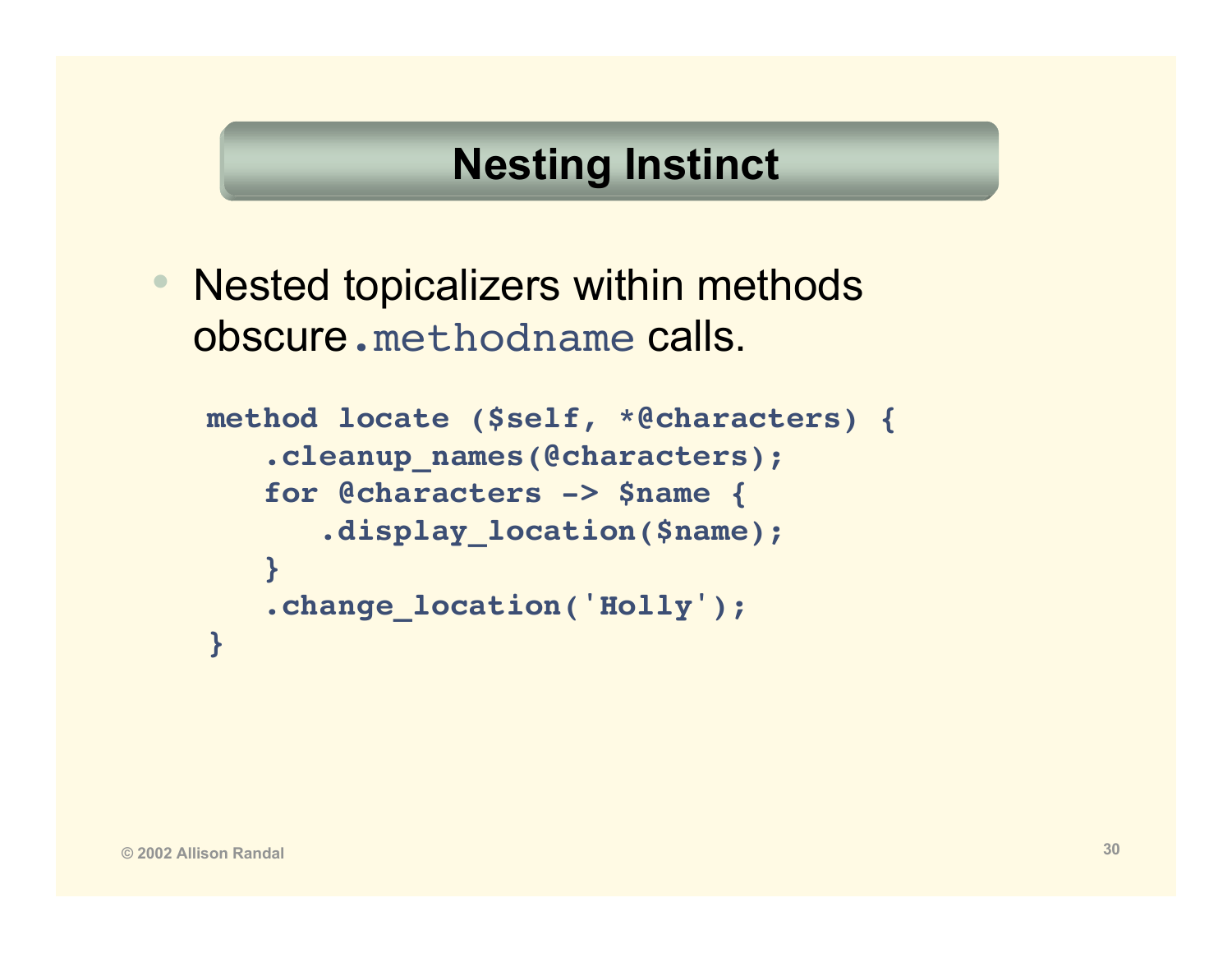# Nesting Instinct

- Nested topicalizers within methods obscure `.methodname` calls.

```
method locate ($self, *@characters) {
   .cleanup_names(@characters);
   for @characters -> $name {
      .display_location($name);
   }
   .change_location('Holly');
}
```

© 2002 Allison Randal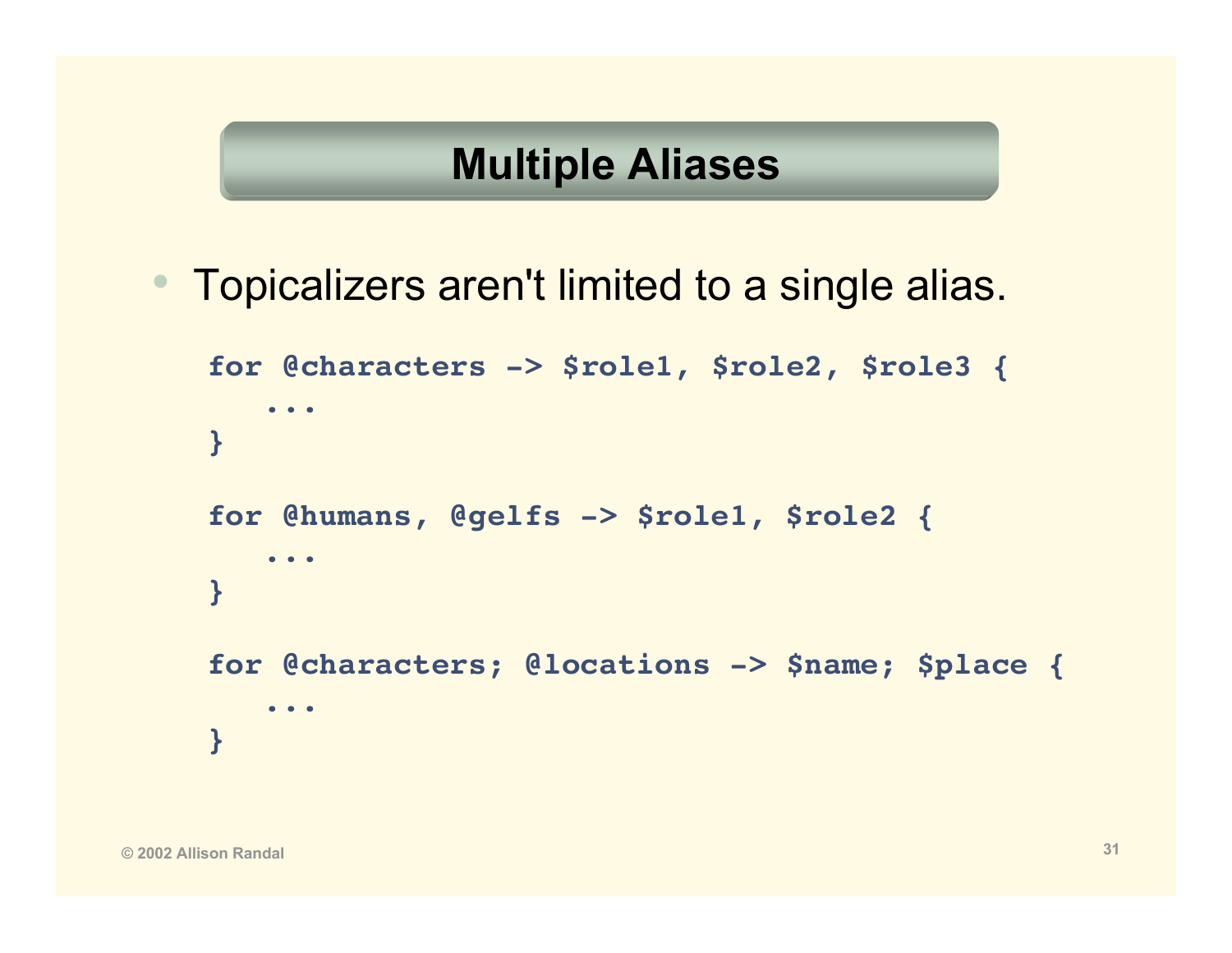# Multiple Aliases

- Topicalizers aren't limited to a single alias.

```
for @characters -> $role1, $role2, $role3 {
   ...
}

for @humans, @gelfs -> $role1, $role2 {
   ...
}

for @characters; @locations -> $name; $place {
   ...
}
```

© 2002 Allison Randal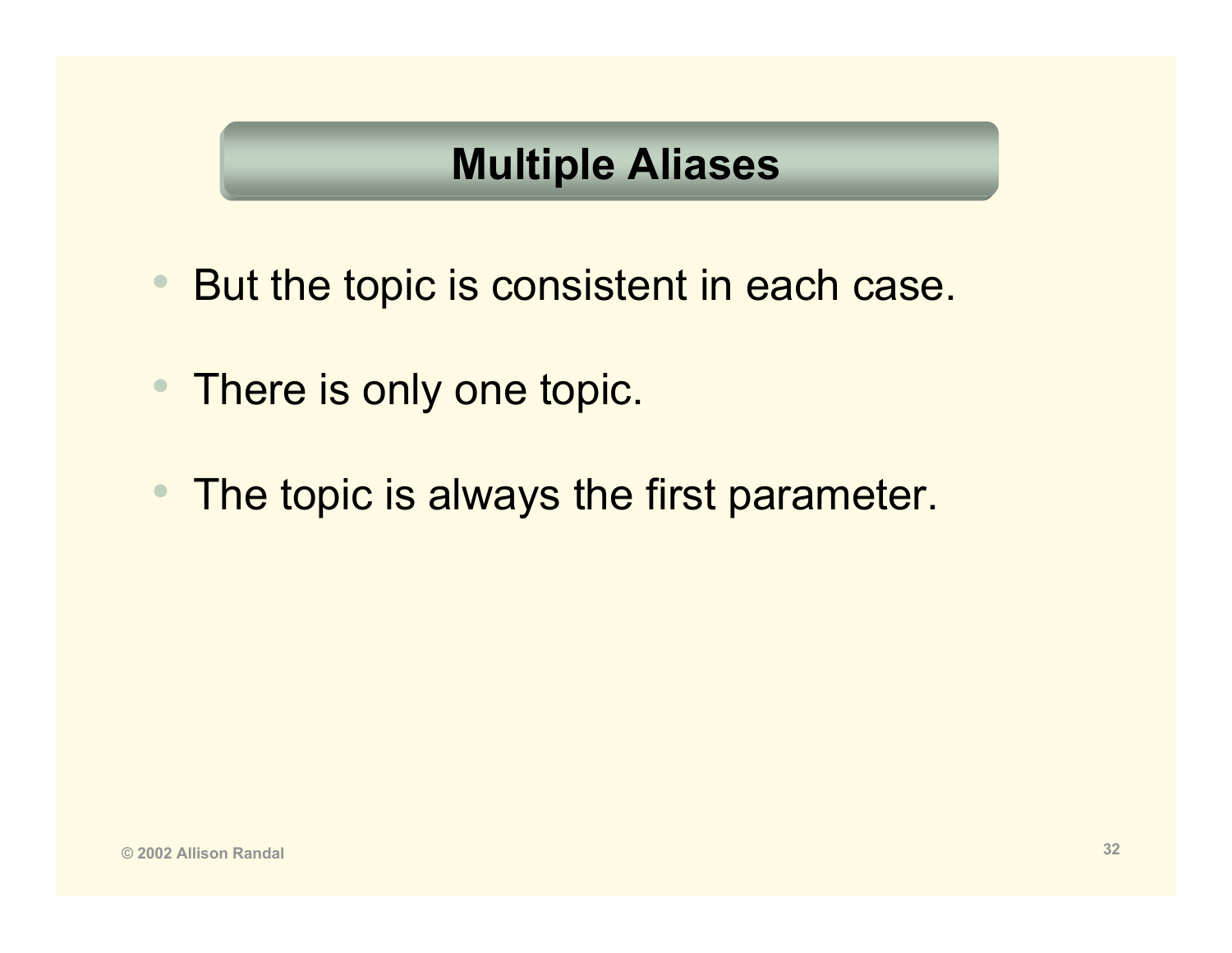# Multiple Aliases

- But the topic is consistent in each case.
- There is only one topic.
- The topic is always the first parameter.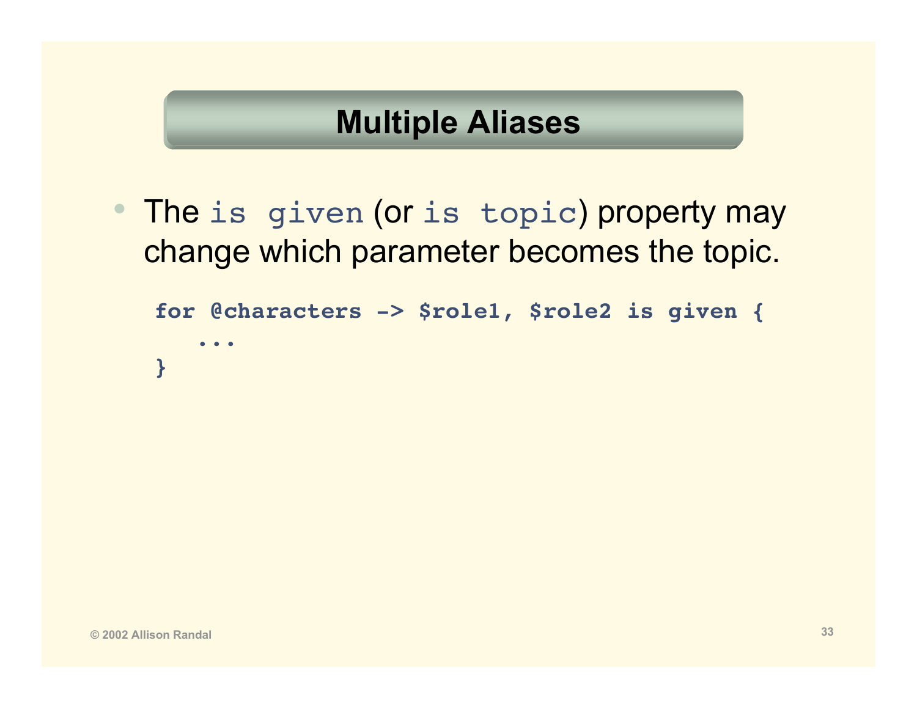# Multiple Aliases

- The `is given` (or `is topic`) property may change which parameter becomes the topic.

```
for @characters -> $role1, $role2 is given {
   ...
}
```

© 2002 Allison Randal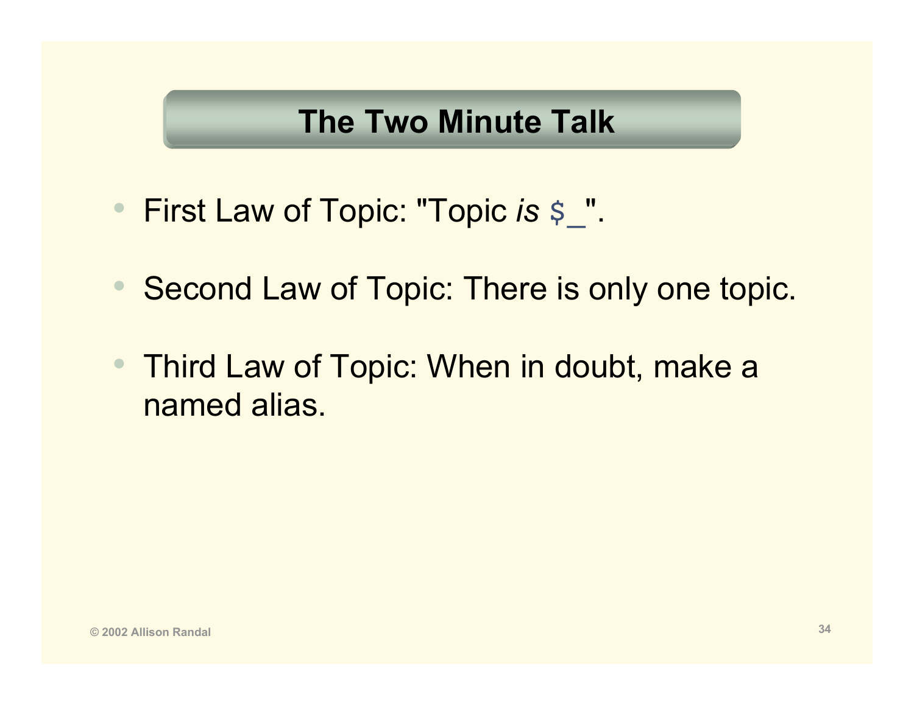# The Two Minute Talk

- First Law of Topic: "Topic *is* `$_`".
- Second Law of Topic: There is only one topic.
- Third Law of Topic: When in doubt, make a named alias.

© 2002 Allison Randal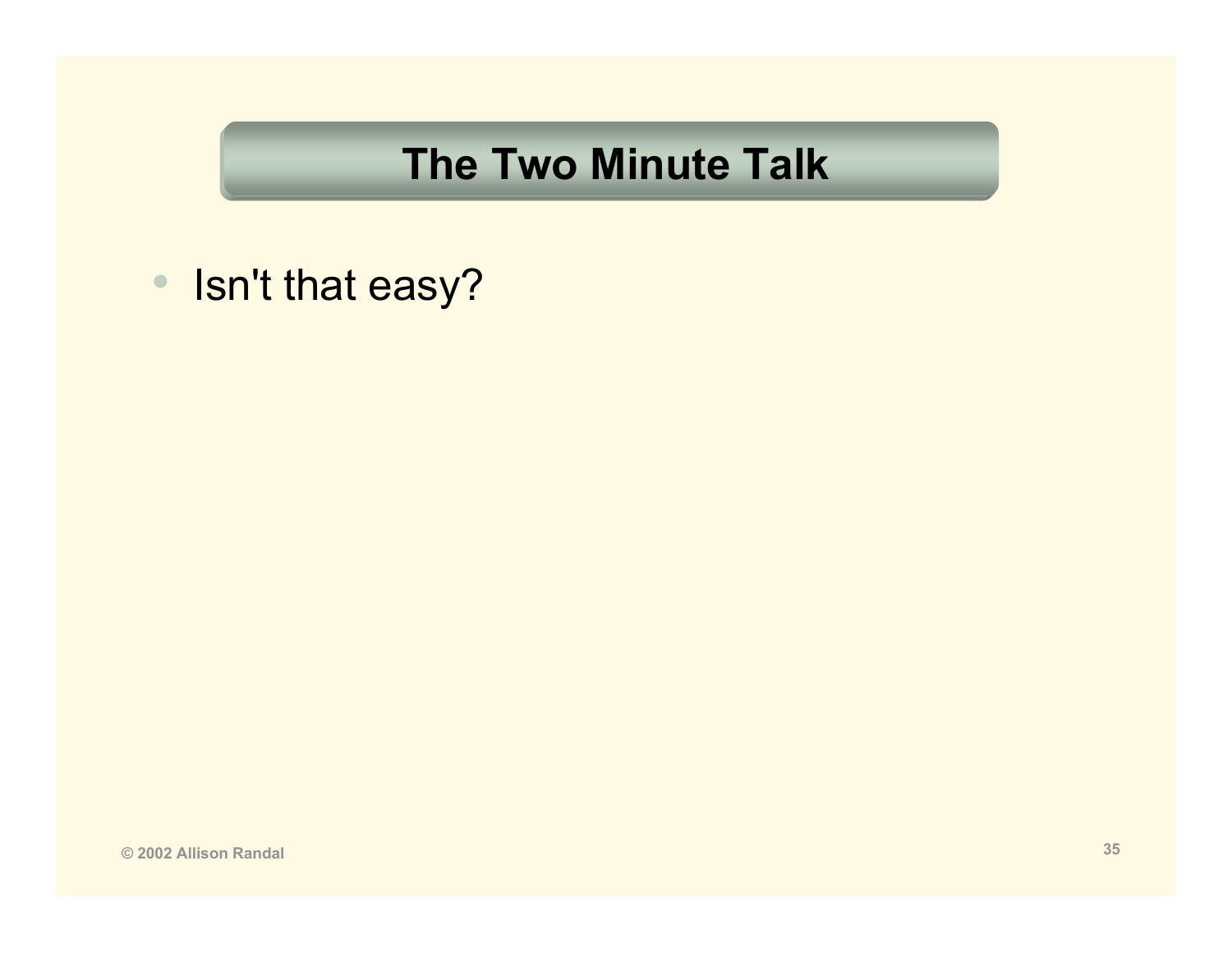# The Two Minute Talk

- Isn't that easy?

© 2002 Allison Randal